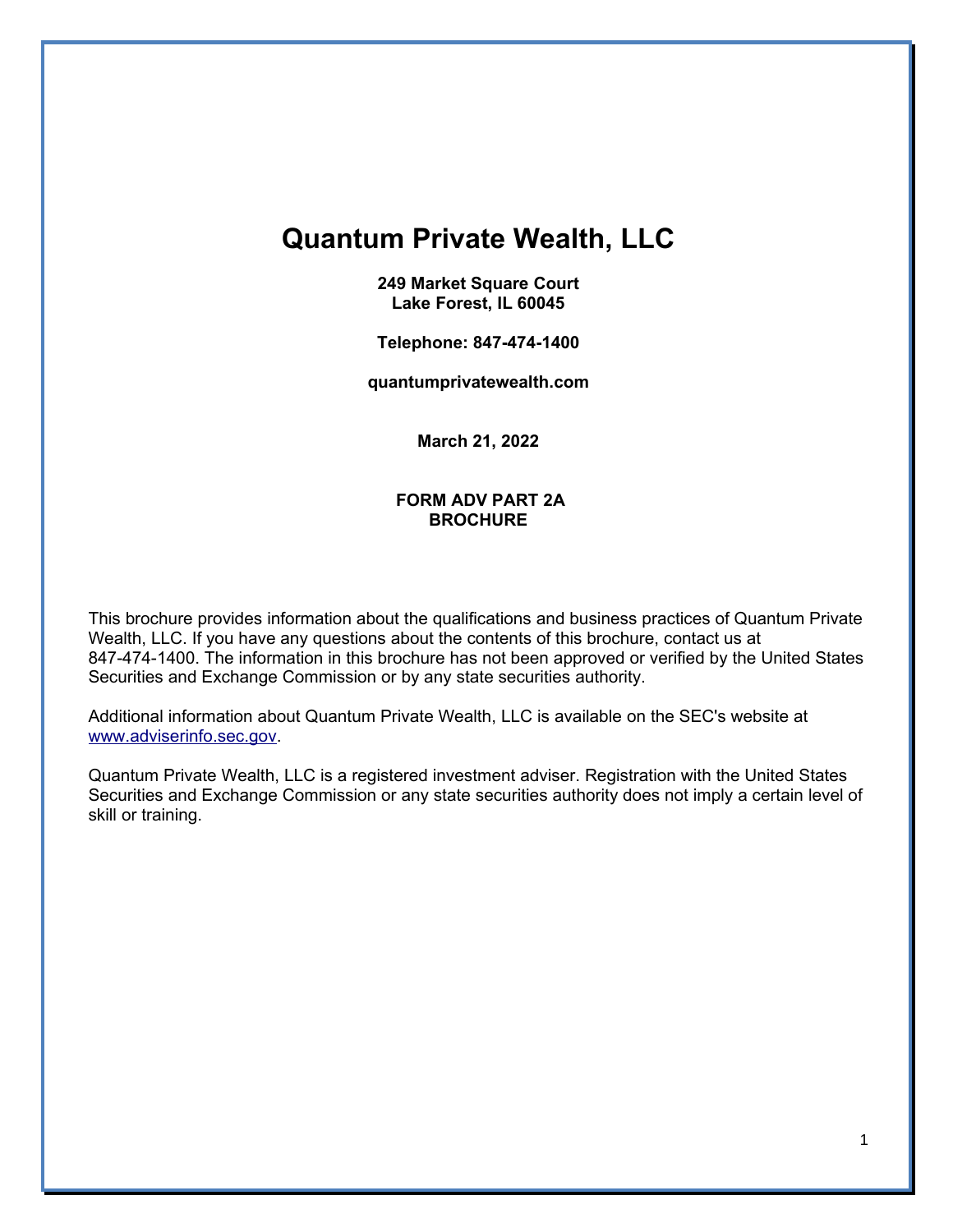# Quantum Private Wealth, LLC

**249 Market Square Court**
**Lake Forest, IL 60045**

**Telephone: 847-474-1400**

**quantumprivatewealth.com**

**March 21, 2022**

**FORM ADV PART 2A**
**BROCHURE**

This brochure provides information about the qualifications and business practices of Quantum Private Wealth, LLC. If you have any questions about the contents of this brochure, contact us at 847-474-1400. The information in this brochure has not been approved or verified by the United States Securities and Exchange Commission or by any state securities authority.

Additional information about Quantum Private Wealth, LLC is available on the SEC's website at www.adviserinfo.sec.gov.

Quantum Private Wealth, LLC is a registered investment adviser. Registration with the United States Securities and Exchange Commission or any state securities authority does not imply a certain level of skill or training.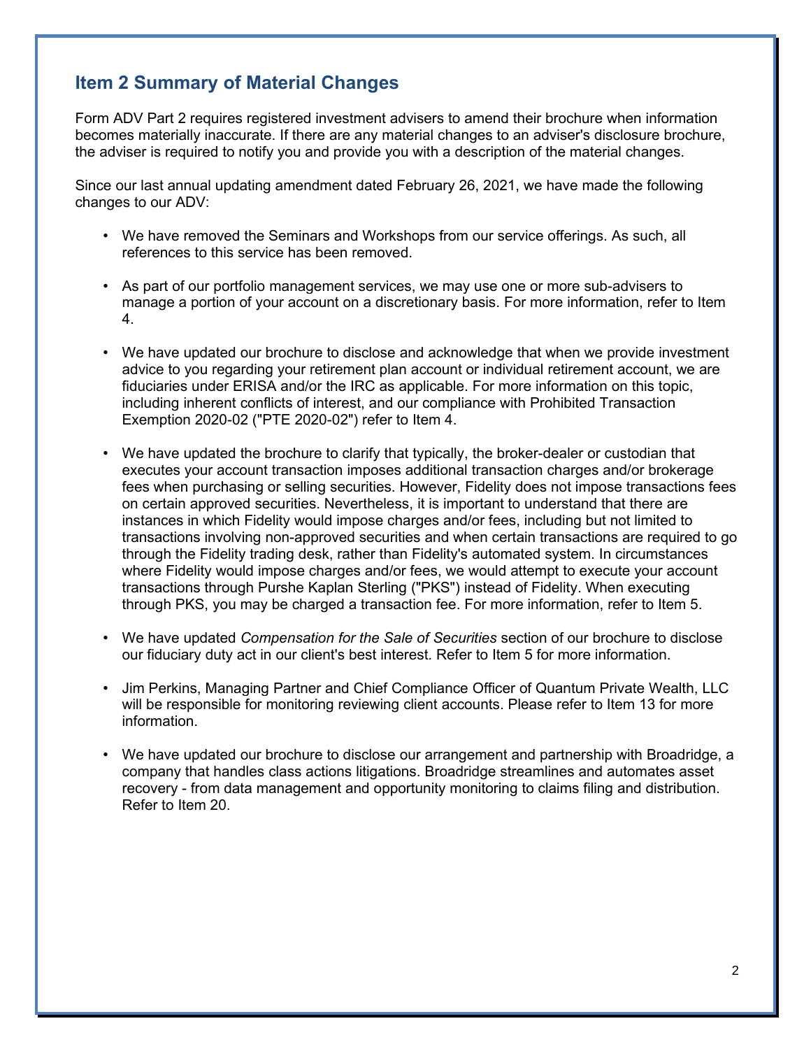## Item 2 Summary of Material Changes

Form ADV Part 2 requires registered investment advisers to amend their brochure when information becomes materially inaccurate. If there are any material changes to an adviser's disclosure brochure, the adviser is required to notify you and provide you with a description of the material changes.

Since our last annual updating amendment dated February 26, 2021, we have made the following changes to our ADV:

- We have removed the Seminars and Workshops from our service offerings. As such, all references to this service has been removed.

- As part of our portfolio management services, we may use one or more sub-advisers to manage a portion of your account on a discretionary basis. For more information, refer to Item 4.

- We have updated our brochure to disclose and acknowledge that when we provide investment advice to you regarding your retirement plan account or individual retirement account, we are fiduciaries under ERISA and/or the IRC as applicable. For more information on this topic, including inherent conflicts of interest, and our compliance with Prohibited Transaction Exemption 2020-02 ("PTE 2020-02") refer to Item 4.

- We have updated the brochure to clarify that typically, the broker-dealer or custodian that executes your account transaction imposes additional transaction charges and/or brokerage fees when purchasing or selling securities. However, Fidelity does not impose transactions fees on certain approved securities. Nevertheless, it is important to understand that there are instances in which Fidelity would impose charges and/or fees, including but not limited to transactions involving non-approved securities and when certain transactions are required to go through the Fidelity trading desk, rather than Fidelity's automated system. In circumstances where Fidelity would impose charges and/or fees, we would attempt to execute your account transactions through Purshe Kaplan Sterling ("PKS") instead of Fidelity. When executing through PKS, you may be charged a transaction fee. For more information, refer to Item 5.

- We have updated *Compensation for the Sale of Securities* section of our brochure to disclose our fiduciary duty act in our client's best interest. Refer to Item 5 for more information.

- Jim Perkins, Managing Partner and Chief Compliance Officer of Quantum Private Wealth, LLC will be responsible for monitoring reviewing client accounts. Please refer to Item 13 for more information.

- We have updated our brochure to disclose our arrangement and partnership with Broadridge, a company that handles class actions litigations. Broadridge streamlines and automates asset recovery - from data management and opportunity monitoring to claims filing and distribution. Refer to Item 20.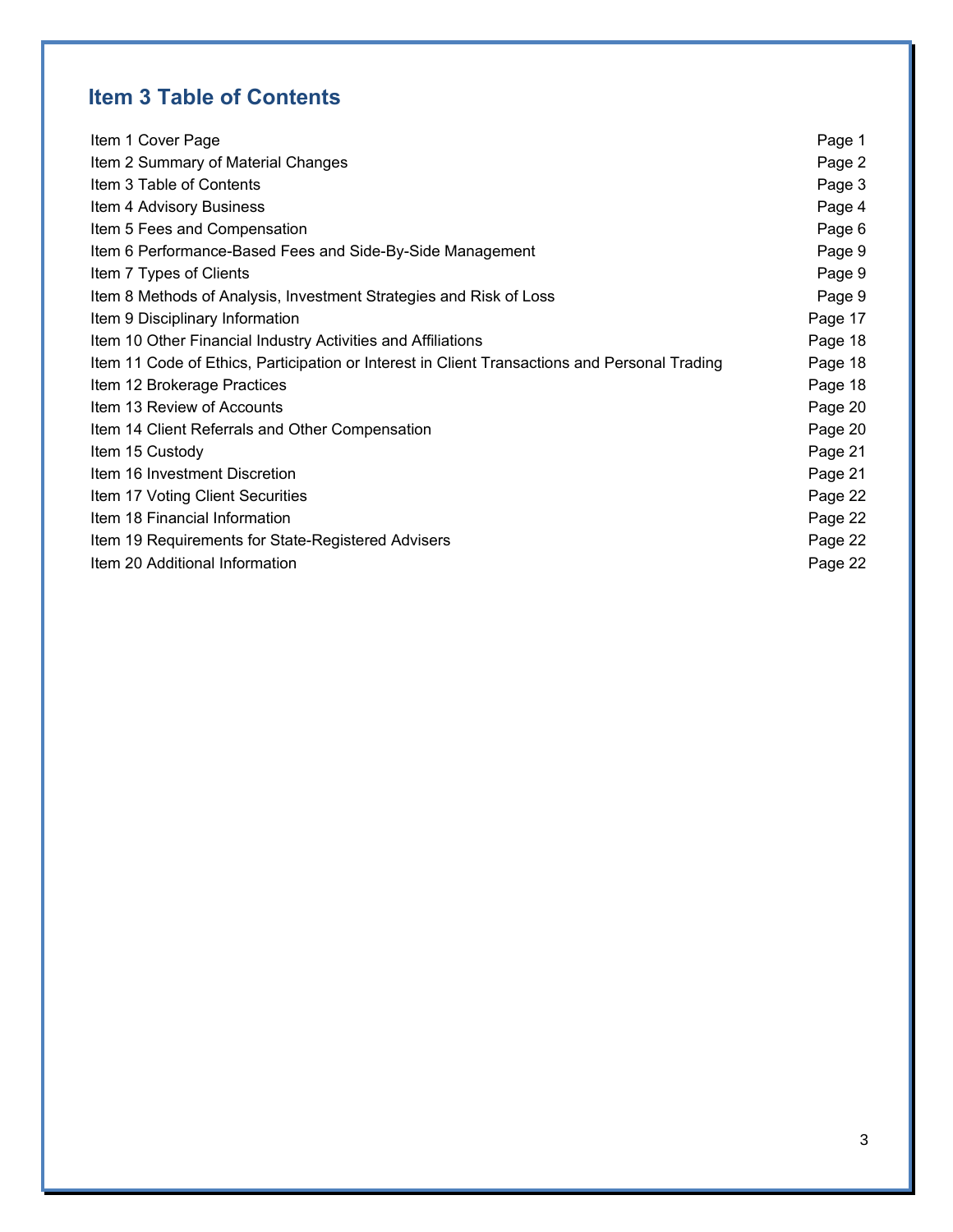## Item 3 Table of Contents

| | |
|---|---|
| Item 1 Cover Page | Page 1 |
| Item 2 Summary of Material Changes | Page 2 |
| Item 3 Table of Contents | Page 3 |
| Item 4 Advisory Business | Page 4 |
| Item 5 Fees and Compensation | Page 6 |
| Item 6 Performance-Based Fees and Side-By-Side Management | Page 9 |
| Item 7 Types of Clients | Page 9 |
| Item 8 Methods of Analysis, Investment Strategies and Risk of Loss | Page 9 |
| Item 9 Disciplinary Information | Page 17 |
| Item 10 Other Financial Industry Activities and Affiliations | Page 18 |
| Item 11 Code of Ethics, Participation or Interest in Client Transactions and Personal Trading | Page 18 |
| Item 12 Brokerage Practices | Page 18 |
| Item 13 Review of Accounts | Page 20 |
| Item 14 Client Referrals and Other Compensation | Page 20 |
| Item 15 Custody | Page 21 |
| Item 16 Investment Discretion | Page 21 |
| Item 17 Voting Client Securities | Page 22 |
| Item 18 Financial Information | Page 22 |
| Item 19 Requirements for State-Registered Advisers | Page 22 |
| Item 20 Additional Information | Page 22 |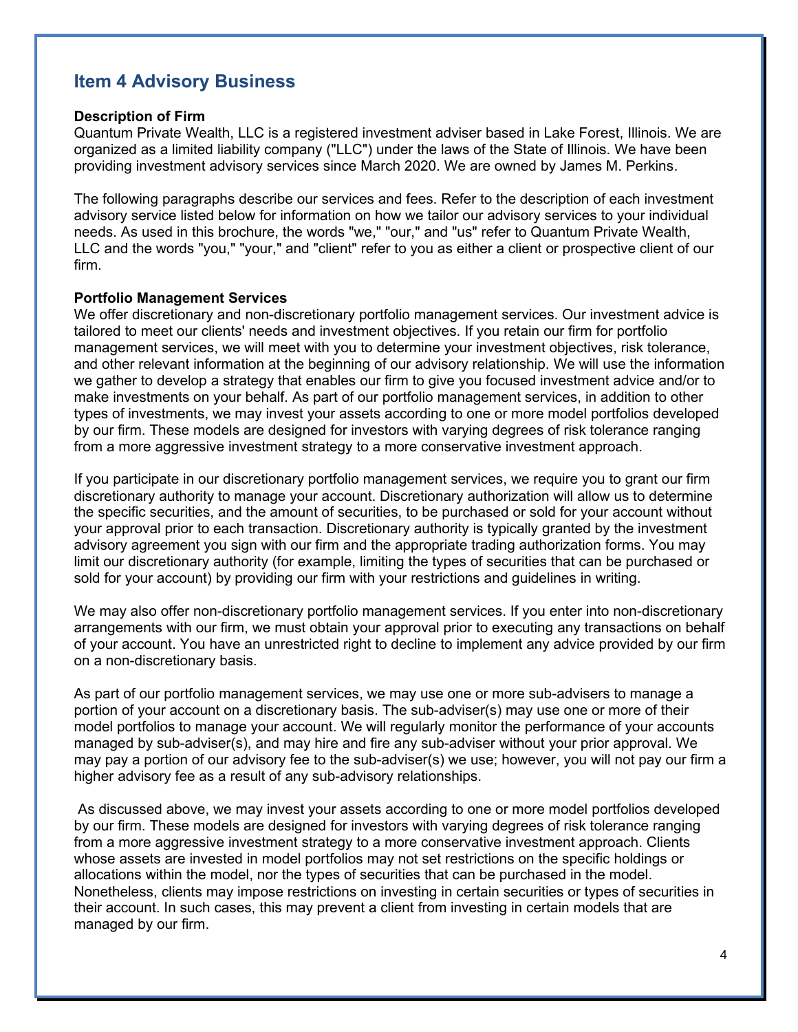## Item 4 Advisory Business

**Description of Firm**
Quantum Private Wealth, LLC is a registered investment adviser based in Lake Forest, Illinois. We are organized as a limited liability company ("LLC") under the laws of the State of Illinois. We have been providing investment advisory services since March 2020. We are owned by James M. Perkins.

The following paragraphs describe our services and fees. Refer to the description of each investment advisory service listed below for information on how we tailor our advisory services to your individual needs. As used in this brochure, the words "we," "our," and "us" refer to Quantum Private Wealth, LLC and the words "you," "your," and "client" refer to you as either a client or prospective client of our firm.

**Portfolio Management Services**
We offer discretionary and non-discretionary portfolio management services. Our investment advice is tailored to meet our clients' needs and investment objectives. If you retain our firm for portfolio management services, we will meet with you to determine your investment objectives, risk tolerance, and other relevant information at the beginning of our advisory relationship. We will use the information we gather to develop a strategy that enables our firm to give you focused investment advice and/or to make investments on your behalf. As part of our portfolio management services, in addition to other types of investments, we may invest your assets according to one or more model portfolios developed by our firm. These models are designed for investors with varying degrees of risk tolerance ranging from a more aggressive investment strategy to a more conservative investment approach.

If you participate in our discretionary portfolio management services, we require you to grant our firm discretionary authority to manage your account. Discretionary authorization will allow us to determine the specific securities, and the amount of securities, to be purchased or sold for your account without your approval prior to each transaction. Discretionary authority is typically granted by the investment advisory agreement you sign with our firm and the appropriate trading authorization forms. You may limit our discretionary authority (for example, limiting the types of securities that can be purchased or sold for your account) by providing our firm with your restrictions and guidelines in writing.

We may also offer non-discretionary portfolio management services. If you enter into non-discretionary arrangements with our firm, we must obtain your approval prior to executing any transactions on behalf of your account. You have an unrestricted right to decline to implement any advice provided by our firm on a non-discretionary basis.

As part of our portfolio management services, we may use one or more sub-advisers to manage a portion of your account on a discretionary basis. The sub-adviser(s) may use one or more of their model portfolios to manage your account. We will regularly monitor the performance of your accounts managed by sub-adviser(s), and may hire and fire any sub-adviser without your prior approval. We may pay a portion of our advisory fee to the sub-adviser(s) we use; however, you will not pay our firm a higher advisory fee as a result of any sub-advisory relationships.

As discussed above, we may invest your assets according to one or more model portfolios developed by our firm. These models are designed for investors with varying degrees of risk tolerance ranging from a more aggressive investment strategy to a more conservative investment approach. Clients whose assets are invested in model portfolios may not set restrictions on the specific holdings or allocations within the model, nor the types of securities that can be purchased in the model. Nonetheless, clients may impose restrictions on investing in certain securities or types of securities in their account. In such cases, this may prevent a client from investing in certain models that are managed by our firm.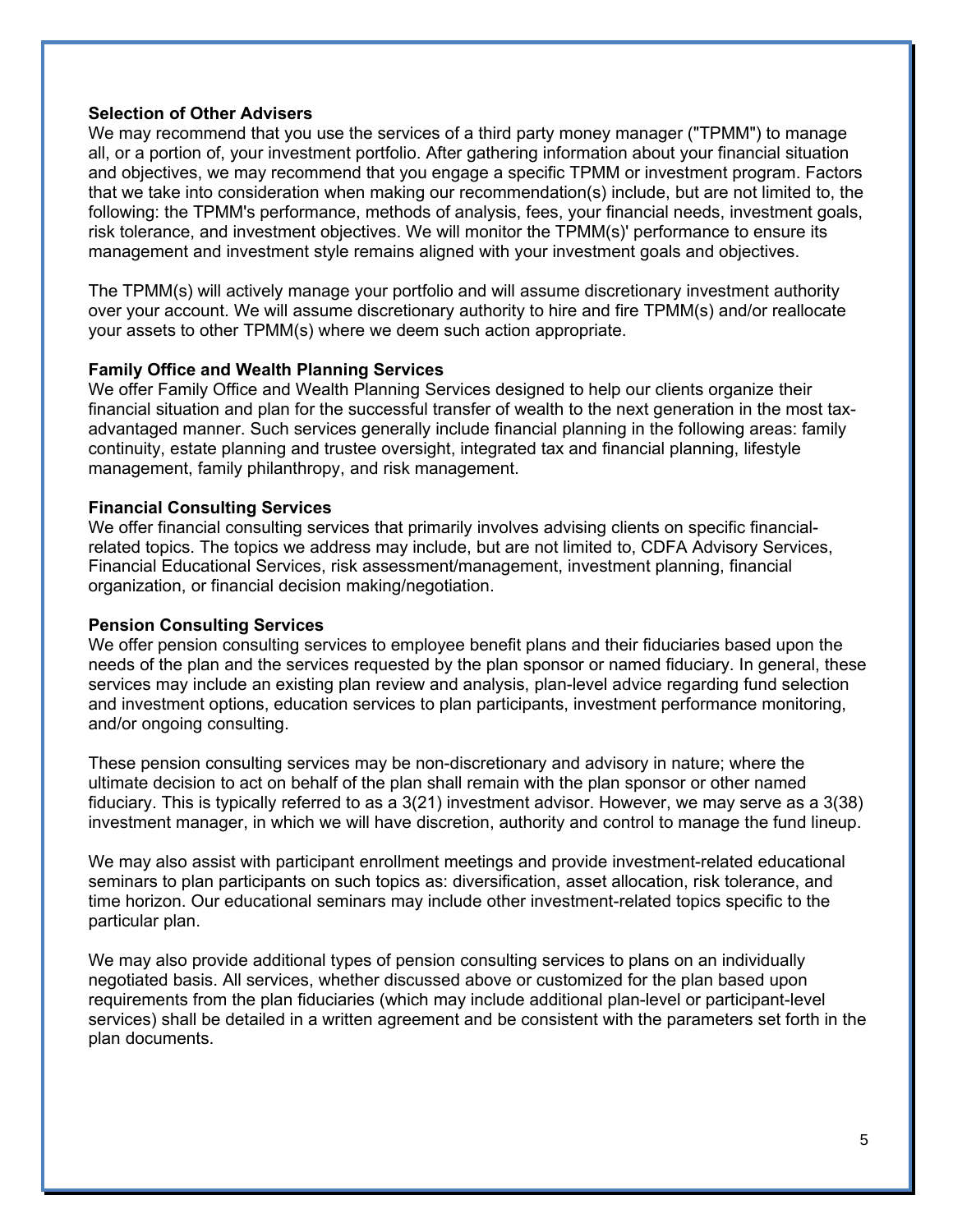### Selection of Other Advisers

We may recommend that you use the services of a third party money manager ("TPMM") to manage all, or a portion of, your investment portfolio. After gathering information about your financial situation and objectives, we may recommend that you engage a specific TPMM or investment program. Factors that we take into consideration when making our recommendation(s) include, but are not limited to, the following: the TPMM's performance, methods of analysis, fees, your financial needs, investment goals, risk tolerance, and investment objectives. We will monitor the TPMM(s)' performance to ensure its management and investment style remains aligned with your investment goals and objectives.

The TPMM(s) will actively manage your portfolio and will assume discretionary investment authority over your account. We will assume discretionary authority to hire and fire TPMM(s) and/or reallocate your assets to other TPMM(s) where we deem such action appropriate.

### Family Office and Wealth Planning Services

We offer Family Office and Wealth Planning Services designed to help our clients organize their financial situation and plan for the successful transfer of wealth to the next generation in the most tax-advantaged manner. Such services generally include financial planning in the following areas: family continuity, estate planning and trustee oversight, integrated tax and financial planning, lifestyle management, family philanthropy, and risk management.

### Financial Consulting Services

We offer financial consulting services that primarily involves advising clients on specific financial-related topics. The topics we address may include, but are not limited to, CDFA Advisory Services, Financial Educational Services, risk assessment/management, investment planning, financial organization, or financial decision making/negotiation.

### Pension Consulting Services

We offer pension consulting services to employee benefit plans and their fiduciaries based upon the needs of the plan and the services requested by the plan sponsor or named fiduciary. In general, these services may include an existing plan review and analysis, plan-level advice regarding fund selection and investment options, education services to plan participants, investment performance monitoring, and/or ongoing consulting.

These pension consulting services may be non-discretionary and advisory in nature; where the ultimate decision to act on behalf of the plan shall remain with the plan sponsor or other named fiduciary. This is typically referred to as a 3(21) investment advisor. However, we may serve as a 3(38) investment manager, in which we will have discretion, authority and control to manage the fund lineup.

We may also assist with participant enrollment meetings and provide investment-related educational seminars to plan participants on such topics as: diversification, asset allocation, risk tolerance, and time horizon. Our educational seminars may include other investment-related topics specific to the particular plan.

We may also provide additional types of pension consulting services to plans on an individually negotiated basis. All services, whether discussed above or customized for the plan based upon requirements from the plan fiduciaries (which may include additional plan-level or participant-level services) shall be detailed in a written agreement and be consistent with the parameters set forth in the plan documents.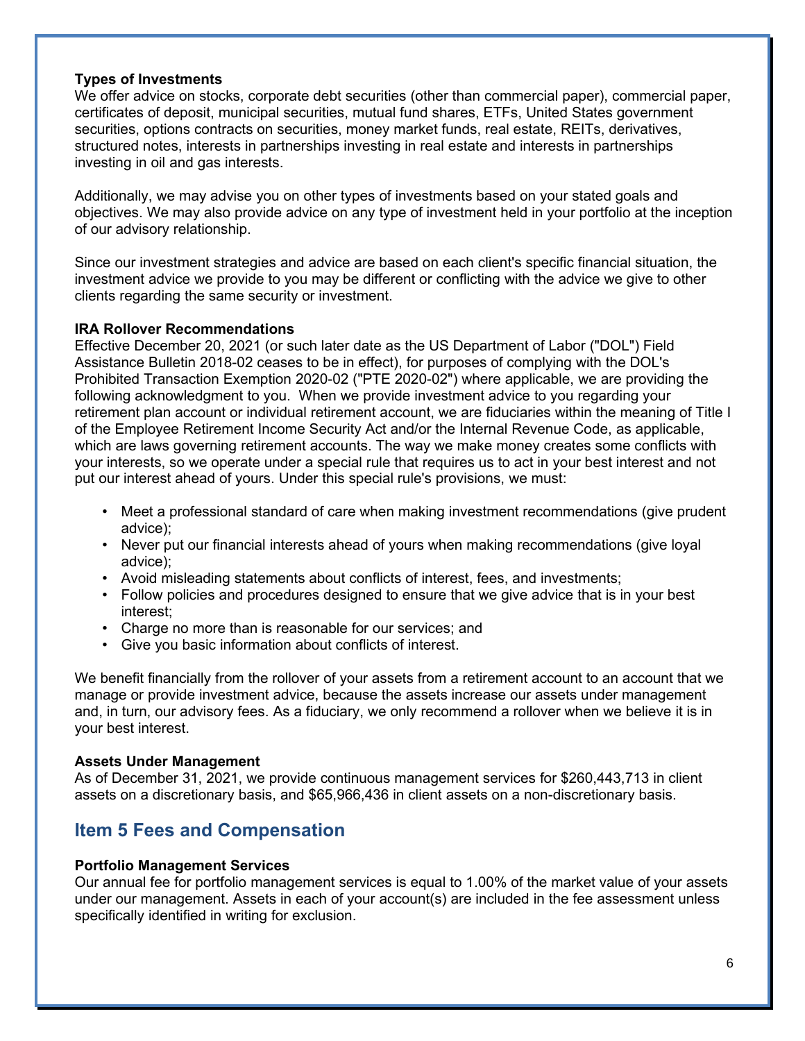**Types of Investments**
We offer advice on stocks, corporate debt securities (other than commercial paper), commercial paper, certificates of deposit, municipal securities, mutual fund shares, ETFs, United States government securities, options contracts on securities, money market funds, real estate, REITs, derivatives, structured notes, interests in partnerships investing in real estate and interests in partnerships investing in oil and gas interests.

Additionally, we may advise you on other types of investments based on your stated goals and objectives. We may also provide advice on any type of investment held in your portfolio at the inception of our advisory relationship.

Since our investment strategies and advice are based on each client's specific financial situation, the investment advice we provide to you may be different or conflicting with the advice we give to other clients regarding the same security or investment.

**IRA Rollover Recommendations**
Effective December 20, 2021 (or such later date as the US Department of Labor ("DOL") Field Assistance Bulletin 2018-02 ceases to be in effect), for purposes of complying with the DOL's Prohibited Transaction Exemption 2020-02 ("PTE 2020-02") where applicable, we are providing the following acknowledgment to you. When we provide investment advice to you regarding your retirement plan account or individual retirement account, we are fiduciaries within the meaning of Title I of the Employee Retirement Income Security Act and/or the Internal Revenue Code, as applicable, which are laws governing retirement accounts. The way we make money creates some conflicts with your interests, so we operate under a special rule that requires us to act in your best interest and not put our interest ahead of yours. Under this special rule's provisions, we must:

- Meet a professional standard of care when making investment recommendations (give prudent advice);
- Never put our financial interests ahead of yours when making recommendations (give loyal advice);
- Avoid misleading statements about conflicts of interest, fees, and investments;
- Follow policies and procedures designed to ensure that we give advice that is in your best interest;
- Charge no more than is reasonable for our services; and
- Give you basic information about conflicts of interest.

We benefit financially from the rollover of your assets from a retirement account to an account that we manage or provide investment advice, because the assets increase our assets under management and, in turn, our advisory fees. As a fiduciary, we only recommend a rollover when we believe it is in your best interest.

**Assets Under Management**
As of December 31, 2021, we provide continuous management services for $260,443,713 in client assets on a discretionary basis, and $65,966,436 in client assets on a non-discretionary basis.

## Item 5 Fees and Compensation

**Portfolio Management Services**
Our annual fee for portfolio management services is equal to 1.00% of the market value of your assets under our management. Assets in each of your account(s) are included in the fee assessment unless specifically identified in writing for exclusion.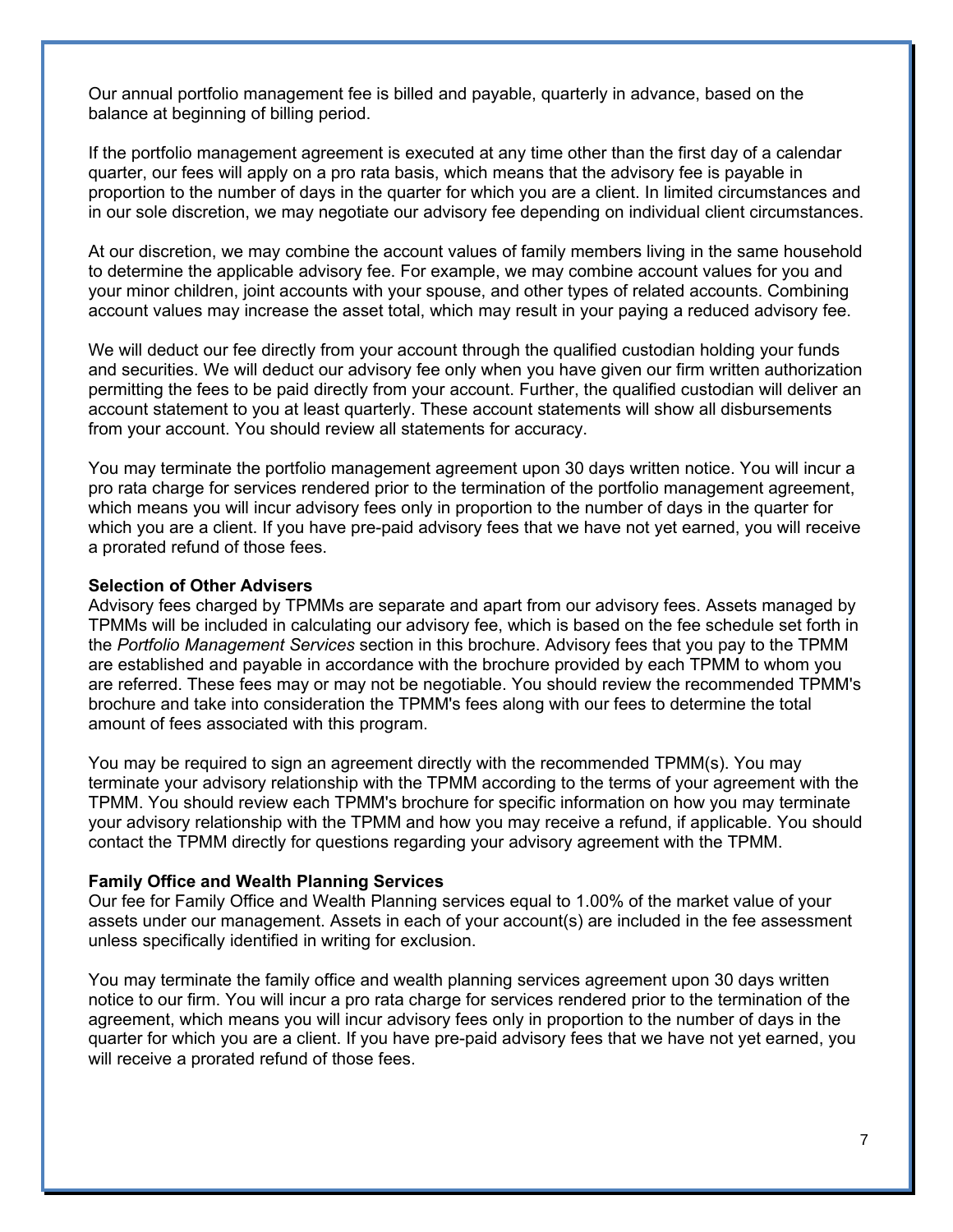Our annual portfolio management fee is billed and payable, quarterly in advance, based on the balance at beginning of billing period.

If the portfolio management agreement is executed at any time other than the first day of a calendar quarter, our fees will apply on a pro rata basis, which means that the advisory fee is payable in proportion to the number of days in the quarter for which you are a client. In limited circumstances and in our sole discretion, we may negotiate our advisory fee depending on individual client circumstances.

At our discretion, we may combine the account values of family members living in the same household to determine the applicable advisory fee. For example, we may combine account values for you and your minor children, joint accounts with your spouse, and other types of related accounts. Combining account values may increase the asset total, which may result in your paying a reduced advisory fee.

We will deduct our fee directly from your account through the qualified custodian holding your funds and securities. We will deduct our advisory fee only when you have given our firm written authorization permitting the fees to be paid directly from your account. Further, the qualified custodian will deliver an account statement to you at least quarterly. These account statements will show all disbursements from your account. You should review all statements for accuracy.

You may terminate the portfolio management agreement upon 30 days written notice. You will incur a pro rata charge for services rendered prior to the termination of the portfolio management agreement, which means you will incur advisory fees only in proportion to the number of days in the quarter for which you are a client. If you have pre-paid advisory fees that we have not yet earned, you will receive a prorated refund of those fees.

**Selection of Other Advisers**

Advisory fees charged by TPMMs are separate and apart from our advisory fees. Assets managed by TPMMs will be included in calculating our advisory fee, which is based on the fee schedule set forth in the *Portfolio Management Services* section in this brochure. Advisory fees that you pay to the TPMM are established and payable in accordance with the brochure provided by each TPMM to whom you are referred. These fees may or may not be negotiable. You should review the recommended TPMM's brochure and take into consideration the TPMM's fees along with our fees to determine the total amount of fees associated with this program.

You may be required to sign an agreement directly with the recommended TPMM(s). You may terminate your advisory relationship with the TPMM according to the terms of your agreement with the TPMM. You should review each TPMM's brochure for specific information on how you may terminate your advisory relationship with the TPMM and how you may receive a refund, if applicable. You should contact the TPMM directly for questions regarding your advisory agreement with the TPMM.

**Family Office and Wealth Planning Services**

Our fee for Family Office and Wealth Planning services equal to 1.00% of the market value of your assets under our management. Assets in each of your account(s) are included in the fee assessment unless specifically identified in writing for exclusion.

You may terminate the family office and wealth planning services agreement upon 30 days written notice to our firm. You will incur a pro rata charge for services rendered prior to the termination of the agreement, which means you will incur advisory fees only in proportion to the number of days in the quarter for which you are a client. If you have pre-paid advisory fees that we have not yet earned, you will receive a prorated refund of those fees.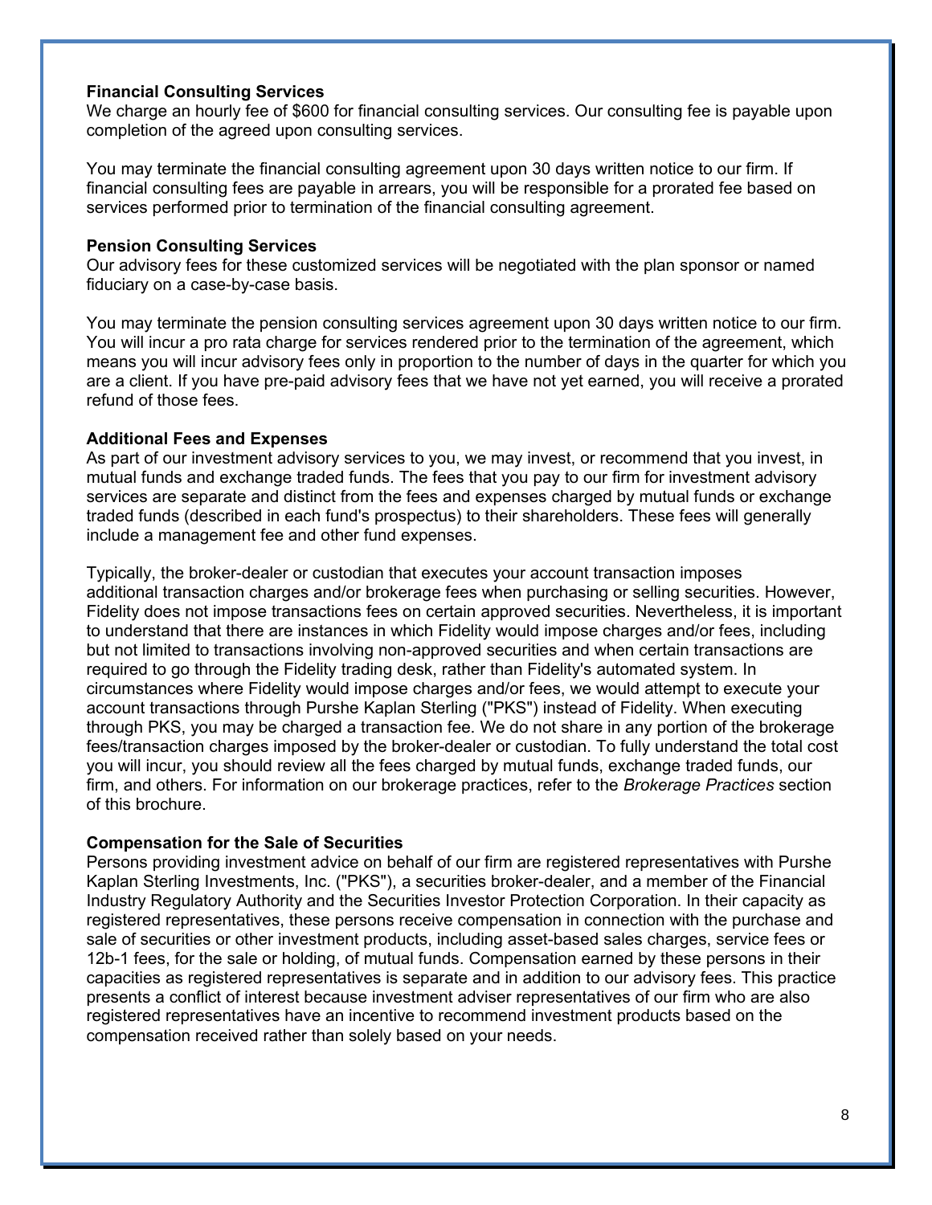**Financial Consulting Services**
We charge an hourly fee of $600 for financial consulting services. Our consulting fee is payable upon completion of the agreed upon consulting services.

You may terminate the financial consulting agreement upon 30 days written notice to our firm. If financial consulting fees are payable in arrears, you will be responsible for a prorated fee based on services performed prior to termination of the financial consulting agreement.

**Pension Consulting Services**
Our advisory fees for these customized services will be negotiated with the plan sponsor or named fiduciary on a case-by-case basis.

You may terminate the pension consulting services agreement upon 30 days written notice to our firm. You will incur a pro rata charge for services rendered prior to the termination of the agreement, which means you will incur advisory fees only in proportion to the number of days in the quarter for which you are a client. If you have pre-paid advisory fees that we have not yet earned, you will receive a prorated refund of those fees.

**Additional Fees and Expenses**
As part of our investment advisory services to you, we may invest, or recommend that you invest, in mutual funds and exchange traded funds. The fees that you pay to our firm for investment advisory services are separate and distinct from the fees and expenses charged by mutual funds or exchange traded funds (described in each fund's prospectus) to their shareholders. These fees will generally include a management fee and other fund expenses.

Typically, the broker-dealer or custodian that executes your account transaction imposes additional transaction charges and/or brokerage fees when purchasing or selling securities. However, Fidelity does not impose transactions fees on certain approved securities. Nevertheless, it is important to understand that there are instances in which Fidelity would impose charges and/or fees, including but not limited to transactions involving non-approved securities and when certain transactions are required to go through the Fidelity trading desk, rather than Fidelity's automated system. In circumstances where Fidelity would impose charges and/or fees, we would attempt to execute your account transactions through Purshe Kaplan Sterling ("PKS") instead of Fidelity. When executing through PKS, you may be charged a transaction fee. We do not share in any portion of the brokerage fees/transaction charges imposed by the broker-dealer or custodian. To fully understand the total cost you will incur, you should review all the fees charged by mutual funds, exchange traded funds, our firm, and others. For information on our brokerage practices, refer to the *Brokerage Practices* section of this brochure.

**Compensation for the Sale of Securities**
Persons providing investment advice on behalf of our firm are registered representatives with Purshe Kaplan Sterling Investments, Inc. ("PKS"), a securities broker-dealer, and a member of the Financial Industry Regulatory Authority and the Securities Investor Protection Corporation. In their capacity as registered representatives, these persons receive compensation in connection with the purchase and sale of securities or other investment products, including asset-based sales charges, service fees or 12b-1 fees, for the sale or holding, of mutual funds. Compensation earned by these persons in their capacities as registered representatives is separate and in addition to our advisory fees. This practice presents a conflict of interest because investment adviser representatives of our firm who are also registered representatives have an incentive to recommend investment products based on the compensation received rather than solely based on your needs.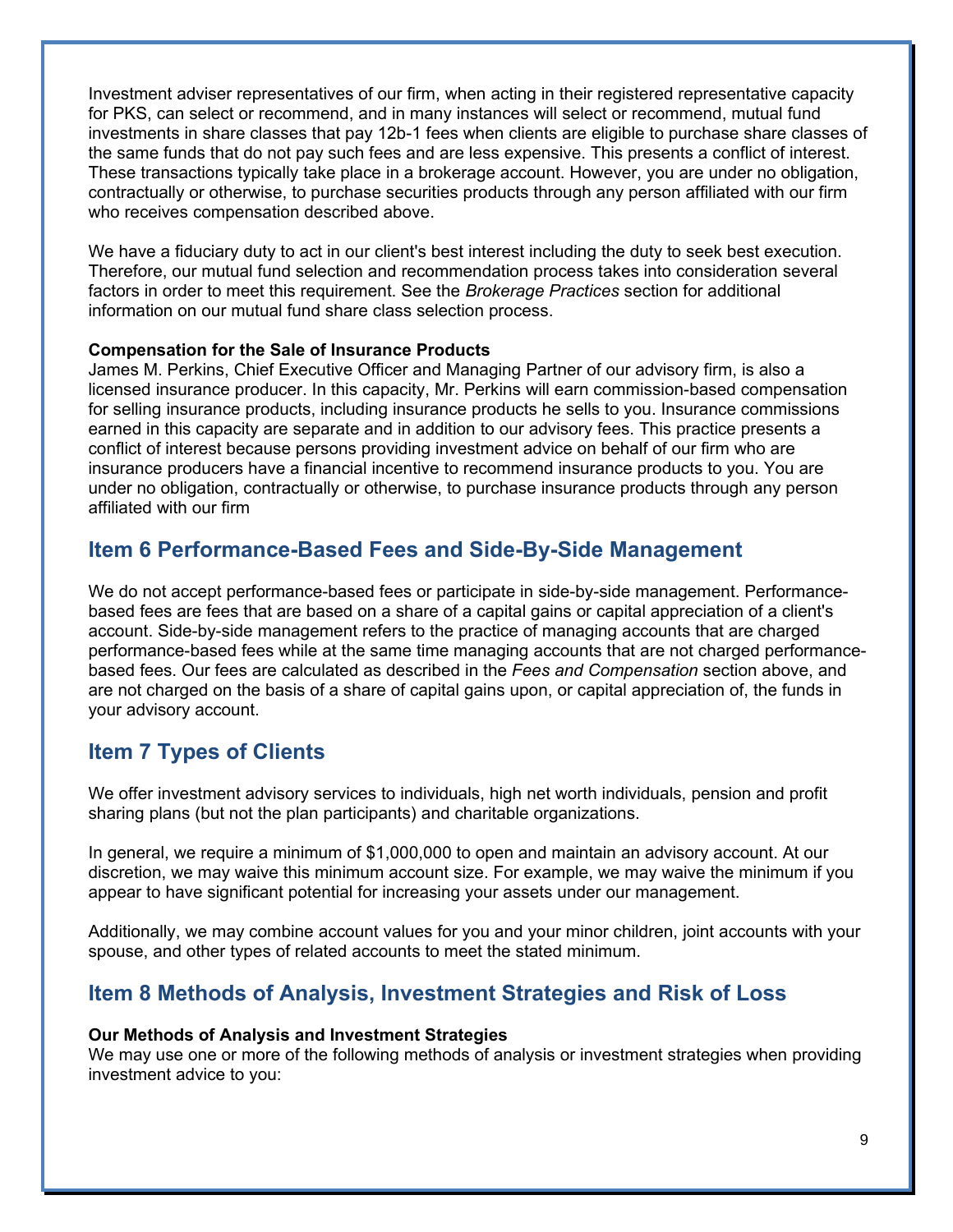Investment adviser representatives of our firm, when acting in their registered representative capacity for PKS, can select or recommend, and in many instances will select or recommend, mutual fund investments in share classes that pay 12b-1 fees when clients are eligible to purchase share classes of the same funds that do not pay such fees and are less expensive. This presents a conflict of interest. These transactions typically take place in a brokerage account. However, you are under no obligation, contractually or otherwise, to purchase securities products through any person affiliated with our firm who receives compensation described above.

We have a fiduciary duty to act in our client's best interest including the duty to seek best execution. Therefore, our mutual fund selection and recommendation process takes into consideration several factors in order to meet this requirement. See the *Brokerage Practices* section for additional information on our mutual fund share class selection process.

**Compensation for the Sale of Insurance Products**

James M. Perkins, Chief Executive Officer and Managing Partner of our advisory firm, is also a licensed insurance producer. In this capacity, Mr. Perkins will earn commission-based compensation for selling insurance products, including insurance products he sells to you. Insurance commissions earned in this capacity are separate and in addition to our advisory fees. This practice presents a conflict of interest because persons providing investment advice on behalf of our firm who are insurance producers have a financial incentive to recommend insurance products to you. You are under no obligation, contractually or otherwise, to purchase insurance products through any person affiliated with our firm

## Item 6 Performance-Based Fees and Side-By-Side Management

We do not accept performance-based fees or participate in side-by-side management. Performance-based fees are fees that are based on a share of a capital gains or capital appreciation of a client's account. Side-by-side management refers to the practice of managing accounts that are charged performance-based fees while at the same time managing accounts that are not charged performance-based fees. Our fees are calculated as described in the *Fees and Compensation* section above, and are not charged on the basis of a share of capital gains upon, or capital appreciation of, the funds in your advisory account.

## Item 7 Types of Clients

We offer investment advisory services to individuals, high net worth individuals, pension and profit sharing plans (but not the plan participants) and charitable organizations.

In general, we require a minimum of $1,000,000 to open and maintain an advisory account. At our discretion, we may waive this minimum account size. For example, we may waive the minimum if you appear to have significant potential for increasing your assets under our management.

Additionally, we may combine account values for you and your minor children, joint accounts with your spouse, and other types of related accounts to meet the stated minimum.

## Item 8 Methods of Analysis, Investment Strategies and Risk of Loss

**Our Methods of Analysis and Investment Strategies**

We may use one or more of the following methods of analysis or investment strategies when providing investment advice to you: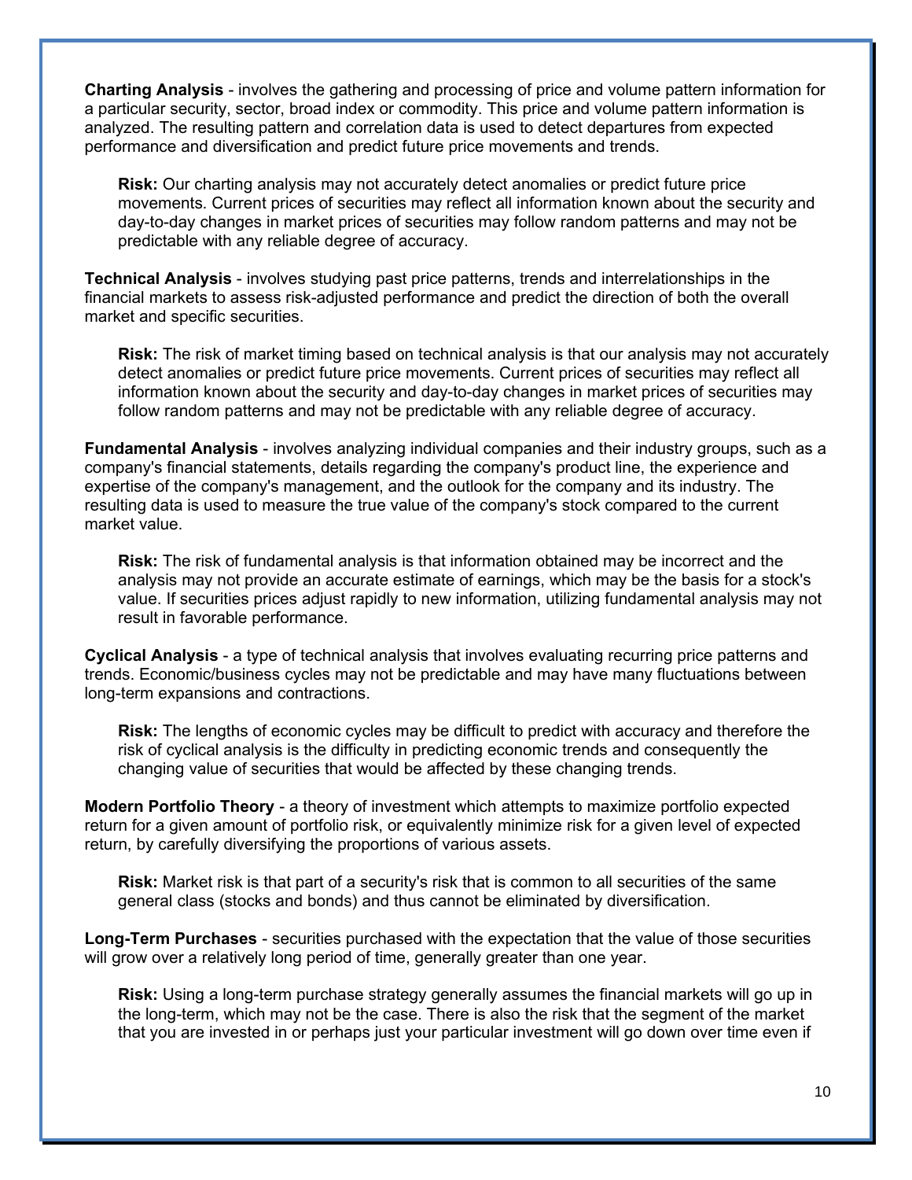**Charting Analysis** - involves the gathering and processing of price and volume pattern information for a particular security, sector, broad index or commodity. This price and volume pattern information is analyzed. The resulting pattern and correlation data is used to detect departures from expected performance and diversification and predict future price movements and trends.

> **Risk:** Our charting analysis may not accurately detect anomalies or predict future price movements. Current prices of securities may reflect all information known about the security and day-to-day changes in market prices of securities may follow random patterns and may not be predictable with any reliable degree of accuracy.

**Technical Analysis** - involves studying past price patterns, trends and interrelationships in the financial markets to assess risk-adjusted performance and predict the direction of both the overall market and specific securities.

> **Risk:** The risk of market timing based on technical analysis is that our analysis may not accurately detect anomalies or predict future price movements. Current prices of securities may reflect all information known about the security and day-to-day changes in market prices of securities may follow random patterns and may not be predictable with any reliable degree of accuracy.

**Fundamental Analysis** - involves analyzing individual companies and their industry groups, such as a company's financial statements, details regarding the company's product line, the experience and expertise of the company's management, and the outlook for the company and its industry. The resulting data is used to measure the true value of the company's stock compared to the current market value.

> **Risk:** The risk of fundamental analysis is that information obtained may be incorrect and the analysis may not provide an accurate estimate of earnings, which may be the basis for a stock's value. If securities prices adjust rapidly to new information, utilizing fundamental analysis may not result in favorable performance.

**Cyclical Analysis** - a type of technical analysis that involves evaluating recurring price patterns and trends. Economic/business cycles may not be predictable and may have many fluctuations between long-term expansions and contractions.

> **Risk:** The lengths of economic cycles may be difficult to predict with accuracy and therefore the risk of cyclical analysis is the difficulty in predicting economic trends and consequently the changing value of securities that would be affected by these changing trends.

**Modern Portfolio Theory** - a theory of investment which attempts to maximize portfolio expected return for a given amount of portfolio risk, or equivalently minimize risk for a given level of expected return, by carefully diversifying the proportions of various assets.

> **Risk:** Market risk is that part of a security's risk that is common to all securities of the same general class (stocks and bonds) and thus cannot be eliminated by diversification.

**Long-Term Purchases** - securities purchased with the expectation that the value of those securities will grow over a relatively long period of time, generally greater than one year.

> **Risk:** Using a long-term purchase strategy generally assumes the financial markets will go up in the long-term, which may not be the case. There is also the risk that the segment of the market that you are invested in or perhaps just your particular investment will go down over time even if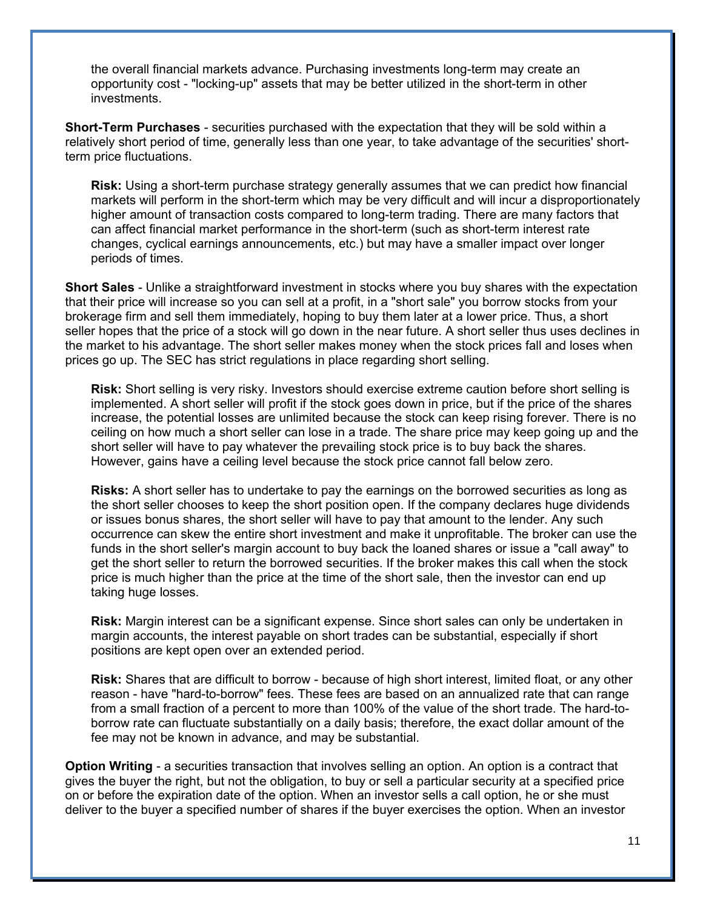the overall financial markets advance. Purchasing investments long-term may create an opportunity cost - "locking-up" assets that may be better utilized in the short-term in other investments.

**Short-Term Purchases** - securities purchased with the expectation that they will be sold within a relatively short period of time, generally less than one year, to take advantage of the securities' short-term price fluctuations.

**Risk:** Using a short-term purchase strategy generally assumes that we can predict how financial markets will perform in the short-term which may be very difficult and will incur a disproportionately higher amount of transaction costs compared to long-term trading. There are many factors that can affect financial market performance in the short-term (such as short-term interest rate changes, cyclical earnings announcements, etc.) but may have a smaller impact over longer periods of times.

**Short Sales** - Unlike a straightforward investment in stocks where you buy shares with the expectation that their price will increase so you can sell at a profit, in a "short sale" you borrow stocks from your brokerage firm and sell them immediately, hoping to buy them later at a lower price. Thus, a short seller hopes that the price of a stock will go down in the near future. A short seller thus uses declines in the market to his advantage. The short seller makes money when the stock prices fall and loses when prices go up. The SEC has strict regulations in place regarding short selling.

**Risk:** Short selling is very risky. Investors should exercise extreme caution before short selling is implemented. A short seller will profit if the stock goes down in price, but if the price of the shares increase, the potential losses are unlimited because the stock can keep rising forever. There is no ceiling on how much a short seller can lose in a trade. The share price may keep going up and the short seller will have to pay whatever the prevailing stock price is to buy back the shares. However, gains have a ceiling level because the stock price cannot fall below zero.

**Risks:** A short seller has to undertake to pay the earnings on the borrowed securities as long as the short seller chooses to keep the short position open. If the company declares huge dividends or issues bonus shares, the short seller will have to pay that amount to the lender. Any such occurrence can skew the entire short investment and make it unprofitable. The broker can use the funds in the short seller's margin account to buy back the loaned shares or issue a "call away" to get the short seller to return the borrowed securities. If the broker makes this call when the stock price is much higher than the price at the time of the short sale, then the investor can end up taking huge losses.

**Risk:** Margin interest can be a significant expense. Since short sales can only be undertaken in margin accounts, the interest payable on short trades can be substantial, especially if short positions are kept open over an extended period.

**Risk:** Shares that are difficult to borrow - because of high short interest, limited float, or any other reason - have "hard-to-borrow" fees. These fees are based on an annualized rate that can range from a small fraction of a percent to more than 100% of the value of the short trade. The hard-to-borrow rate can fluctuate substantially on a daily basis; therefore, the exact dollar amount of the fee may not be known in advance, and may be substantial.

**Option Writing** - a securities transaction that involves selling an option. An option is a contract that gives the buyer the right, but not the obligation, to buy or sell a particular security at a specified price on or before the expiration date of the option. When an investor sells a call option, he or she must deliver to the buyer a specified number of shares if the buyer exercises the option. When an investor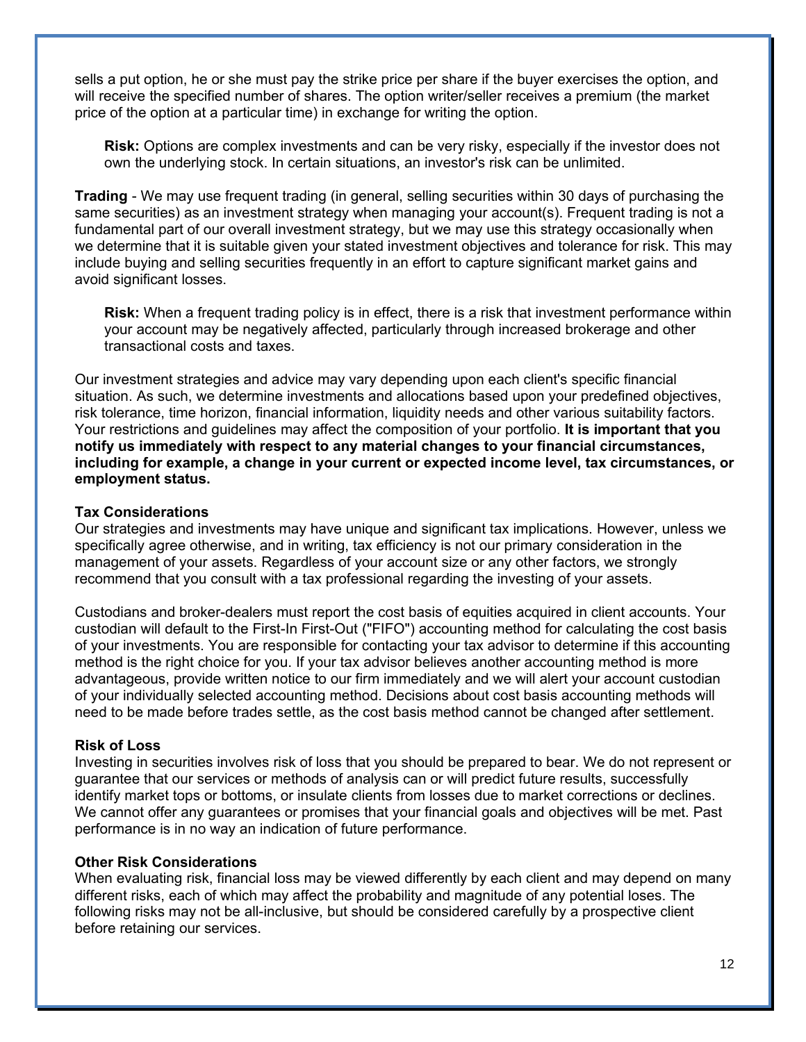sells a put option, he or she must pay the strike price per share if the buyer exercises the option, and will receive the specified number of shares. The option writer/seller receives a premium (the market price of the option at a particular time) in exchange for writing the option.

> **Risk:** Options are complex investments and can be very risky, especially if the investor does not own the underlying stock. In certain situations, an investor's risk can be unlimited.

**Trading** - We may use frequent trading (in general, selling securities within 30 days of purchasing the same securities) as an investment strategy when managing your account(s). Frequent trading is not a fundamental part of our overall investment strategy, but we may use this strategy occasionally when we determine that it is suitable given your stated investment objectives and tolerance for risk. This may include buying and selling securities frequently in an effort to capture significant market gains and avoid significant losses.

> **Risk:** When a frequent trading policy is in effect, there is a risk that investment performance within your account may be negatively affected, particularly through increased brokerage and other transactional costs and taxes.

Our investment strategies and advice may vary depending upon each client's specific financial situation. As such, we determine investments and allocations based upon your predefined objectives, risk tolerance, time horizon, financial information, liquidity needs and other various suitability factors. Your restrictions and guidelines may affect the composition of your portfolio. **It is important that you notify us immediately with respect to any material changes to your financial circumstances, including for example, a change in your current or expected income level, tax circumstances, or employment status.**

**Tax Considerations**

Our strategies and investments may have unique and significant tax implications. However, unless we specifically agree otherwise, and in writing, tax efficiency is not our primary consideration in the management of your assets. Regardless of your account size or any other factors, we strongly recommend that you consult with a tax professional regarding the investing of your assets.

Custodians and broker-dealers must report the cost basis of equities acquired in client accounts. Your custodian will default to the First-In First-Out ("FIFO") accounting method for calculating the cost basis of your investments. You are responsible for contacting your tax advisor to determine if this accounting method is the right choice for you. If your tax advisor believes another accounting method is more advantageous, provide written notice to our firm immediately and we will alert your account custodian of your individually selected accounting method. Decisions about cost basis accounting methods will need to be made before trades settle, as the cost basis method cannot be changed after settlement.

**Risk of Loss**

Investing in securities involves risk of loss that you should be prepared to bear. We do not represent or guarantee that our services or methods of analysis can or will predict future results, successfully identify market tops or bottoms, or insulate clients from losses due to market corrections or declines. We cannot offer any guarantees or promises that your financial goals and objectives will be met. Past performance is in no way an indication of future performance.

**Other Risk Considerations**

When evaluating risk, financial loss may be viewed differently by each client and may depend on many different risks, each of which may affect the probability and magnitude of any potential loses. The following risks may not be all-inclusive, but should be considered carefully by a prospective client before retaining our services.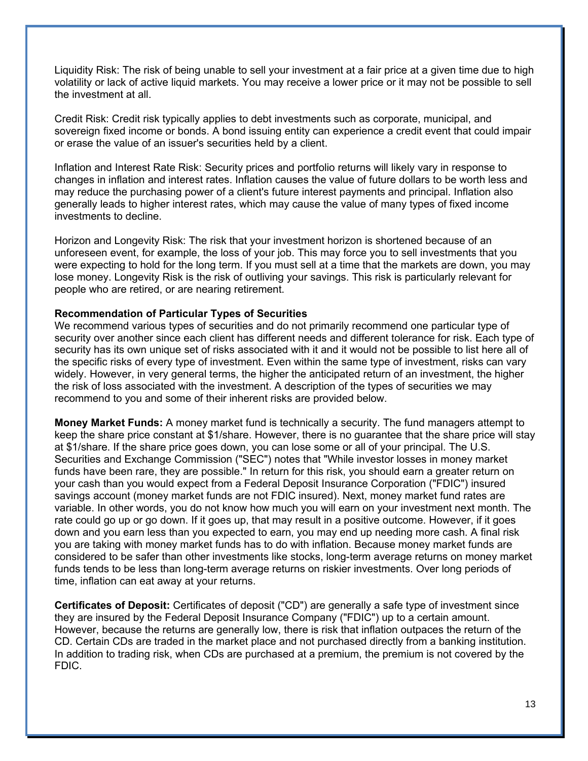Liquidity Risk: The risk of being unable to sell your investment at a fair price at a given time due to high volatility or lack of active liquid markets. You may receive a lower price or it may not be possible to sell the investment at all.

Credit Risk: Credit risk typically applies to debt investments such as corporate, municipal, and sovereign fixed income or bonds. A bond issuing entity can experience a credit event that could impair or erase the value of an issuer's securities held by a client.

Inflation and Interest Rate Risk: Security prices and portfolio returns will likely vary in response to changes in inflation and interest rates. Inflation causes the value of future dollars to be worth less and may reduce the purchasing power of a client's future interest payments and principal. Inflation also generally leads to higher interest rates, which may cause the value of many types of fixed income investments to decline.

Horizon and Longevity Risk: The risk that your investment horizon is shortened because of an unforeseen event, for example, the loss of your job. This may force you to sell investments that you were expecting to hold for the long term. If you must sell at a time that the markets are down, you may lose money. Longevity Risk is the risk of outliving your savings. This risk is particularly relevant for people who are retired, or are nearing retirement.

**Recommendation of Particular Types of Securities**

We recommend various types of securities and do not primarily recommend one particular type of security over another since each client has different needs and different tolerance for risk. Each type of security has its own unique set of risks associated with it and it would not be possible to list here all of the specific risks of every type of investment. Even within the same type of investment, risks can vary widely. However, in very general terms, the higher the anticipated return of an investment, the higher the risk of loss associated with the investment. A description of the types of securities we may recommend to you and some of their inherent risks are provided below.

**Money Market Funds:** A money market fund is technically a security. The fund managers attempt to keep the share price constant at $1/share. However, there is no guarantee that the share price will stay at $1/share. If the share price goes down, you can lose some or all of your principal. The U.S. Securities and Exchange Commission ("SEC") notes that "While investor losses in money market funds have been rare, they are possible." In return for this risk, you should earn a greater return on your cash than you would expect from a Federal Deposit Insurance Corporation ("FDIC") insured savings account (money market funds are not FDIC insured). Next, money market fund rates are variable. In other words, you do not know how much you will earn on your investment next month. The rate could go up or go down. If it goes up, that may result in a positive outcome. However, if it goes down and you earn less than you expected to earn, you may end up needing more cash. A final risk you are taking with money market funds has to do with inflation. Because money market funds are considered to be safer than other investments like stocks, long-term average returns on money market funds tends to be less than long-term average returns on riskier investments. Over long periods of time, inflation can eat away at your returns.

**Certificates of Deposit:** Certificates of deposit ("CD") are generally a safe type of investment since they are insured by the Federal Deposit Insurance Company ("FDIC") up to a certain amount. However, because the returns are generally low, there is risk that inflation outpaces the return of the CD. Certain CDs are traded in the market place and not purchased directly from a banking institution. In addition to trading risk, when CDs are purchased at a premium, the premium is not covered by the FDIC.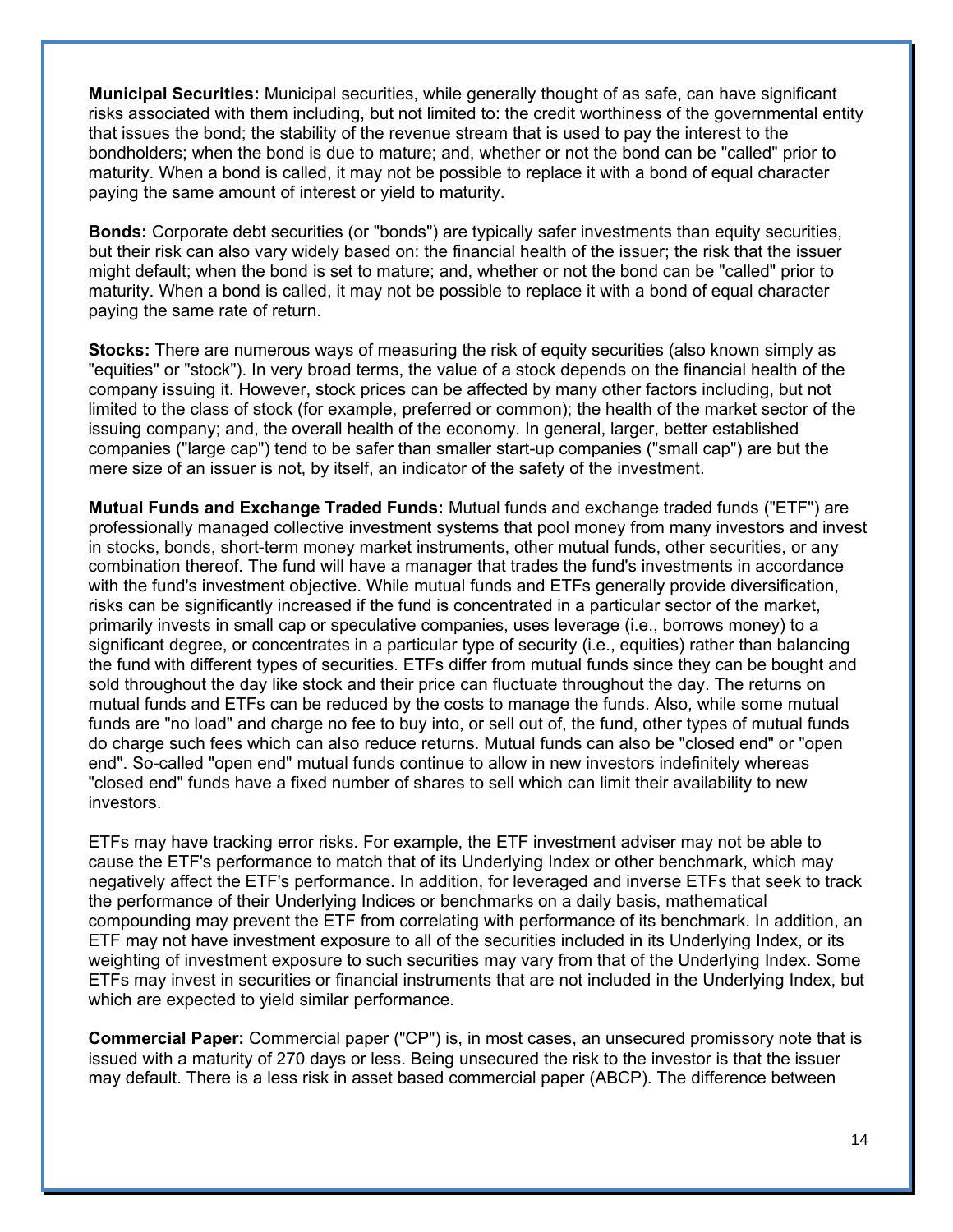**Municipal Securities:** Municipal securities, while generally thought of as safe, can have significant risks associated with them including, but not limited to: the credit worthiness of the governmental entity that issues the bond; the stability of the revenue stream that is used to pay the interest to the bondholders; when the bond is due to mature; and, whether or not the bond can be "called" prior to maturity. When a bond is called, it may not be possible to replace it with a bond of equal character paying the same amount of interest or yield to maturity.

**Bonds:** Corporate debt securities (or "bonds") are typically safer investments than equity securities, but their risk can also vary widely based on: the financial health of the issuer; the risk that the issuer might default; when the bond is set to mature; and, whether or not the bond can be "called" prior to maturity. When a bond is called, it may not be possible to replace it with a bond of equal character paying the same rate of return.

**Stocks:** There are numerous ways of measuring the risk of equity securities (also known simply as "equities" or "stock"). In very broad terms, the value of a stock depends on the financial health of the company issuing it. However, stock prices can be affected by many other factors including, but not limited to the class of stock (for example, preferred or common); the health of the market sector of the issuing company; and, the overall health of the economy. In general, larger, better established companies ("large cap") tend to be safer than smaller start-up companies ("small cap") are but the mere size of an issuer is not, by itself, an indicator of the safety of the investment.

**Mutual Funds and Exchange Traded Funds:** Mutual funds and exchange traded funds ("ETF") are professionally managed collective investment systems that pool money from many investors and invest in stocks, bonds, short-term money market instruments, other mutual funds, other securities, or any combination thereof. The fund will have a manager that trades the fund's investments in accordance with the fund's investment objective. While mutual funds and ETFs generally provide diversification, risks can be significantly increased if the fund is concentrated in a particular sector of the market, primarily invests in small cap or speculative companies, uses leverage (i.e., borrows money) to a significant degree, or concentrates in a particular type of security (i.e., equities) rather than balancing the fund with different types of securities. ETFs differ from mutual funds since they can be bought and sold throughout the day like stock and their price can fluctuate throughout the day. The returns on mutual funds and ETFs can be reduced by the costs to manage the funds. Also, while some mutual funds are "no load" and charge no fee to buy into, or sell out of, the fund, other types of mutual funds do charge such fees which can also reduce returns. Mutual funds can also be "closed end" or "open end". So-called "open end" mutual funds continue to allow in new investors indefinitely whereas "closed end" funds have a fixed number of shares to sell which can limit their availability to new investors.

ETFs may have tracking error risks. For example, the ETF investment adviser may not be able to cause the ETF's performance to match that of its Underlying Index or other benchmark, which may negatively affect the ETF's performance. In addition, for leveraged and inverse ETFs that seek to track the performance of their Underlying Indices or benchmarks on a daily basis, mathematical compounding may prevent the ETF from correlating with performance of its benchmark. In addition, an ETF may not have investment exposure to all of the securities included in its Underlying Index, or its weighting of investment exposure to such securities may vary from that of the Underlying Index. Some ETFs may invest in securities or financial instruments that are not included in the Underlying Index, but which are expected to yield similar performance.

**Commercial Paper:** Commercial paper ("CP") is, in most cases, an unsecured promissory note that is issued with a maturity of 270 days or less. Being unsecured the risk to the investor is that the issuer may default. There is a less risk in asset based commercial paper (ABCP). The difference between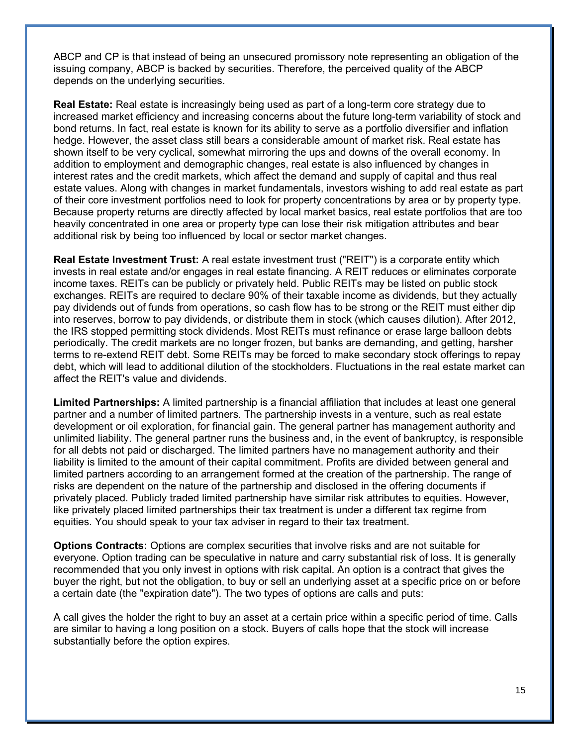ABCP and CP is that instead of being an unsecured promissory note representing an obligation of the issuing company, ABCP is backed by securities. Therefore, the perceived quality of the ABCP depends on the underlying securities.

**Real Estate:** Real estate is increasingly being used as part of a long-term core strategy due to increased market efficiency and increasing concerns about the future long-term variability of stock and bond returns. In fact, real estate is known for its ability to serve as a portfolio diversifier and inflation hedge. However, the asset class still bears a considerable amount of market risk. Real estate has shown itself to be very cyclical, somewhat mirroring the ups and downs of the overall economy. In addition to employment and demographic changes, real estate is also influenced by changes in interest rates and the credit markets, which affect the demand and supply of capital and thus real estate values. Along with changes in market fundamentals, investors wishing to add real estate as part of their core investment portfolios need to look for property concentrations by area or by property type. Because property returns are directly affected by local market basics, real estate portfolios that are too heavily concentrated in one area or property type can lose their risk mitigation attributes and bear additional risk by being too influenced by local or sector market changes.

**Real Estate Investment Trust:** A real estate investment trust ("REIT") is a corporate entity which invests in real estate and/or engages in real estate financing. A REIT reduces or eliminates corporate income taxes. REITs can be publicly or privately held. Public REITs may be listed on public stock exchanges. REITs are required to declare 90% of their taxable income as dividends, but they actually pay dividends out of funds from operations, so cash flow has to be strong or the REIT must either dip into reserves, borrow to pay dividends, or distribute them in stock (which causes dilution). After 2012, the IRS stopped permitting stock dividends. Most REITs must refinance or erase large balloon debts periodically. The credit markets are no longer frozen, but banks are demanding, and getting, harsher terms to re-extend REIT debt. Some REITs may be forced to make secondary stock offerings to repay debt, which will lead to additional dilution of the stockholders. Fluctuations in the real estate market can affect the REIT's value and dividends.

**Limited Partnerships:** A limited partnership is a financial affiliation that includes at least one general partner and a number of limited partners. The partnership invests in a venture, such as real estate development or oil exploration, for financial gain. The general partner has management authority and unlimited liability. The general partner runs the business and, in the event of bankruptcy, is responsible for all debts not paid or discharged. The limited partners have no management authority and their liability is limited to the amount of their capital commitment. Profits are divided between general and limited partners according to an arrangement formed at the creation of the partnership. The range of risks are dependent on the nature of the partnership and disclosed in the offering documents if privately placed. Publicly traded limited partnership have similar risk attributes to equities. However, like privately placed limited partnerships their tax treatment is under a different tax regime from equities. You should speak to your tax adviser in regard to their tax treatment.

**Options Contracts:** Options are complex securities that involve risks and are not suitable for everyone. Option trading can be speculative in nature and carry substantial risk of loss. It is generally recommended that you only invest in options with risk capital. An option is a contract that gives the buyer the right, but not the obligation, to buy or sell an underlying asset at a specific price on or before a certain date (the "expiration date"). The two types of options are calls and puts:

A call gives the holder the right to buy an asset at a certain price within a specific period of time. Calls are similar to having a long position on a stock. Buyers of calls hope that the stock will increase substantially before the option expires.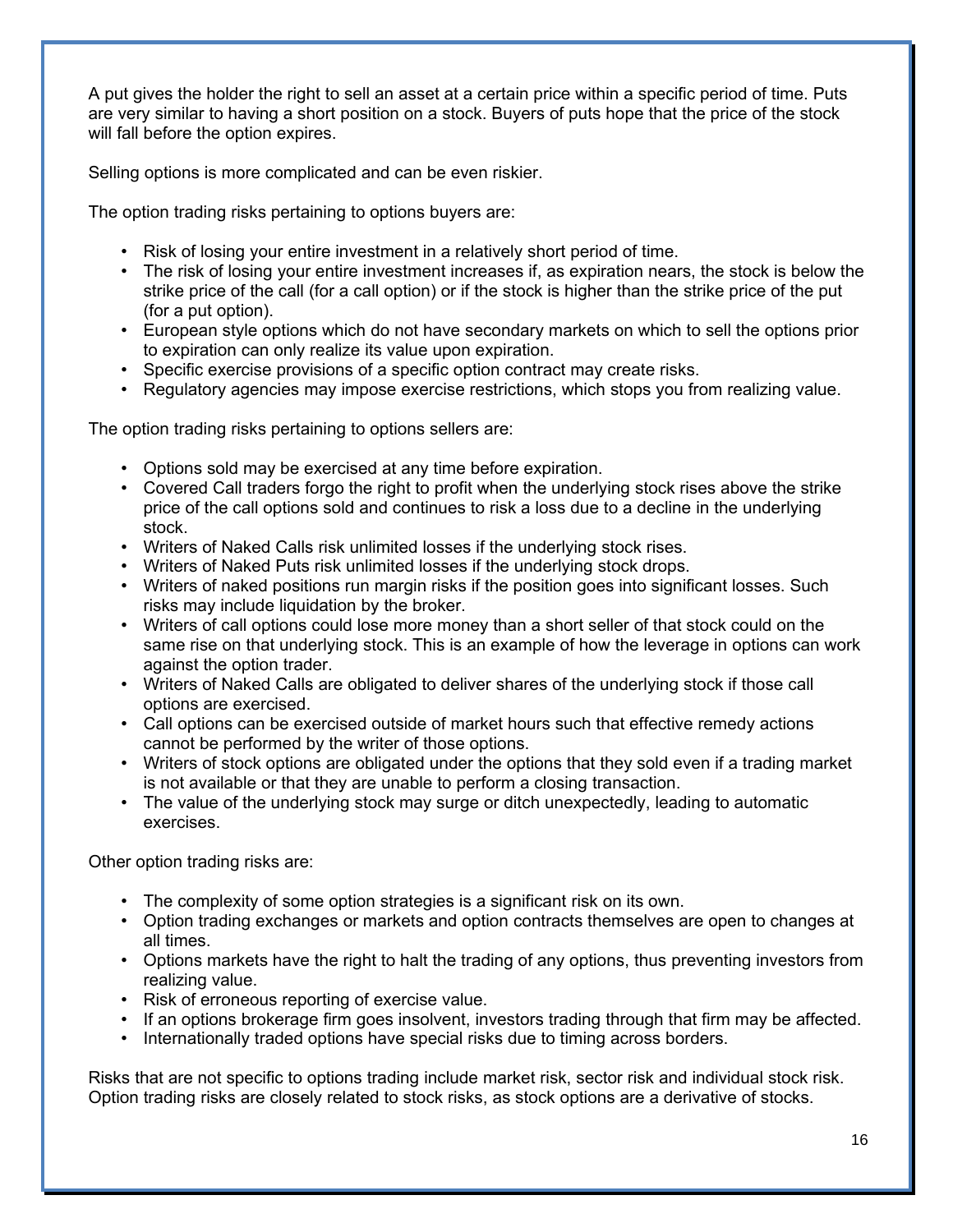A put gives the holder the right to sell an asset at a certain price within a specific period of time. Puts are very similar to having a short position on a stock. Buyers of puts hope that the price of the stock will fall before the option expires.

Selling options is more complicated and can be even riskier.

The option trading risks pertaining to options buyers are:

- Risk of losing your entire investment in a relatively short period of time.
- The risk of losing your entire investment increases if, as expiration nears, the stock is below the strike price of the call (for a call option) or if the stock is higher than the strike price of the put (for a put option).
- European style options which do not have secondary markets on which to sell the options prior to expiration can only realize its value upon expiration.
- Specific exercise provisions of a specific option contract may create risks.
- Regulatory agencies may impose exercise restrictions, which stops you from realizing value.

The option trading risks pertaining to options sellers are:

- Options sold may be exercised at any time before expiration.
- Covered Call traders forgo the right to profit when the underlying stock rises above the strike price of the call options sold and continues to risk a loss due to a decline in the underlying stock.
- Writers of Naked Calls risk unlimited losses if the underlying stock rises.
- Writers of Naked Puts risk unlimited losses if the underlying stock drops.
- Writers of naked positions run margin risks if the position goes into significant losses. Such risks may include liquidation by the broker.
- Writers of call options could lose more money than a short seller of that stock could on the same rise on that underlying stock. This is an example of how the leverage in options can work against the option trader.
- Writers of Naked Calls are obligated to deliver shares of the underlying stock if those call options are exercised.
- Call options can be exercised outside of market hours such that effective remedy actions cannot be performed by the writer of those options.
- Writers of stock options are obligated under the options that they sold even if a trading market is not available or that they are unable to perform a closing transaction.
- The value of the underlying stock may surge or ditch unexpectedly, leading to automatic exercises.

Other option trading risks are:

- The complexity of some option strategies is a significant risk on its own.
- Option trading exchanges or markets and option contracts themselves are open to changes at all times.
- Options markets have the right to halt the trading of any options, thus preventing investors from realizing value.
- Risk of erroneous reporting of exercise value.
- If an options brokerage firm goes insolvent, investors trading through that firm may be affected.
- Internationally traded options have special risks due to timing across borders.

Risks that are not specific to options trading include market risk, sector risk and individual stock risk. Option trading risks are closely related to stock risks, as stock options are a derivative of stocks.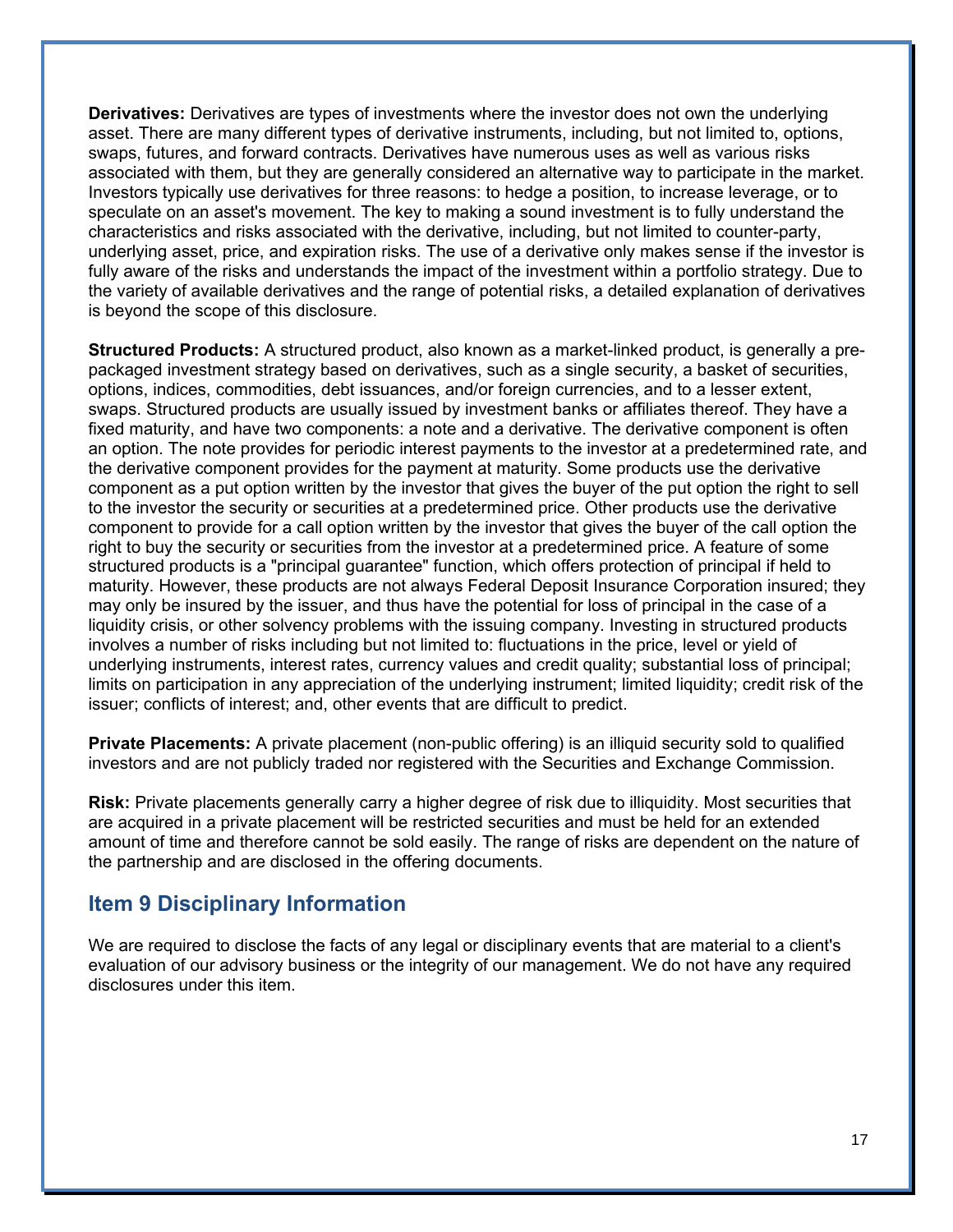**Derivatives:** Derivatives are types of investments where the investor does not own the underlying asset. There are many different types of derivative instruments, including, but not limited to, options, swaps, futures, and forward contracts. Derivatives have numerous uses as well as various risks associated with them, but they are generally considered an alternative way to participate in the market. Investors typically use derivatives for three reasons: to hedge a position, to increase leverage, or to speculate on an asset's movement. The key to making a sound investment is to fully understand the characteristics and risks associated with the derivative, including, but not limited to counter-party, underlying asset, price, and expiration risks. The use of a derivative only makes sense if the investor is fully aware of the risks and understands the impact of the investment within a portfolio strategy. Due to the variety of available derivatives and the range of potential risks, a detailed explanation of derivatives is beyond the scope of this disclosure.

**Structured Products:** A structured product, also known as a market-linked product, is generally a pre-packaged investment strategy based on derivatives, such as a single security, a basket of securities, options, indices, commodities, debt issuances, and/or foreign currencies, and to a lesser extent, swaps. Structured products are usually issued by investment banks or affiliates thereof. They have a fixed maturity, and have two components: a note and a derivative. The derivative component is often an option. The note provides for periodic interest payments to the investor at a predetermined rate, and the derivative component provides for the payment at maturity. Some products use the derivative component as a put option written by the investor that gives the buyer of the put option the right to sell to the investor the security or securities at a predetermined price. Other products use the derivative component to provide for a call option written by the investor that gives the buyer of the call option the right to buy the security or securities from the investor at a predetermined price. A feature of some structured products is a "principal guarantee" function, which offers protection of principal if held to maturity. However, these products are not always Federal Deposit Insurance Corporation insured; they may only be insured by the issuer, and thus have the potential for loss of principal in the case of a liquidity crisis, or other solvency problems with the issuing company. Investing in structured products involves a number of risks including but not limited to: fluctuations in the price, level or yield of underlying instruments, interest rates, currency values and credit quality; substantial loss of principal; limits on participation in any appreciation of the underlying instrument; limited liquidity; credit risk of the issuer; conflicts of interest; and, other events that are difficult to predict.

**Private Placements:** A private placement (non-public offering) is an illiquid security sold to qualified investors and are not publicly traded nor registered with the Securities and Exchange Commission.

**Risk:** Private placements generally carry a higher degree of risk due to illiquidity. Most securities that are acquired in a private placement will be restricted securities and must be held for an extended amount of time and therefore cannot be sold easily. The range of risks are dependent on the nature of the partnership and are disclosed in the offering documents.

## Item 9 Disciplinary Information

We are required to disclose the facts of any legal or disciplinary events that are material to a client's evaluation of our advisory business or the integrity of our management. We do not have any required disclosures under this item.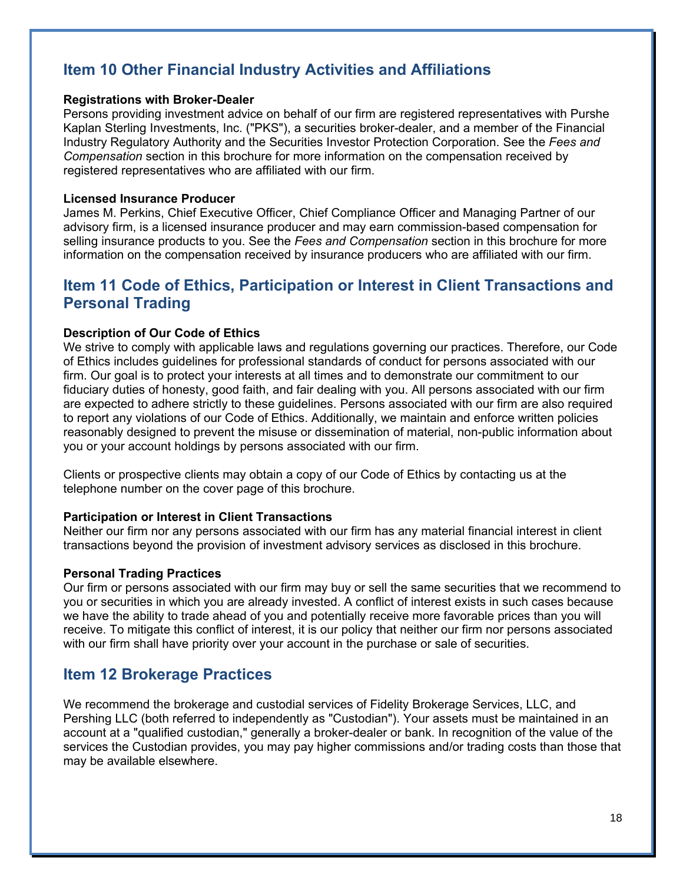## Item 10 Other Financial Industry Activities and Affiliations

**Registrations with Broker-Dealer**
Persons providing investment advice on behalf of our firm are registered representatives with Purshe Kaplan Sterling Investments, Inc. ("PKS"), a securities broker-dealer, and a member of the Financial Industry Regulatory Authority and the Securities Investor Protection Corporation. See the *Fees and Compensation* section in this brochure for more information on the compensation received by registered representatives who are affiliated with our firm.

**Licensed Insurance Producer**
James M. Perkins, Chief Executive Officer, Chief Compliance Officer and Managing Partner of our advisory firm, is a licensed insurance producer and may earn commission-based compensation for selling insurance products to you. See the *Fees and Compensation* section in this brochure for more information on the compensation received by insurance producers who are affiliated with our firm.

## Item 11 Code of Ethics, Participation or Interest in Client Transactions and Personal Trading

**Description of Our Code of Ethics**
We strive to comply with applicable laws and regulations governing our practices. Therefore, our Code of Ethics includes guidelines for professional standards of conduct for persons associated with our firm. Our goal is to protect your interests at all times and to demonstrate our commitment to our fiduciary duties of honesty, good faith, and fair dealing with you. All persons associated with our firm are expected to adhere strictly to these guidelines. Persons associated with our firm are also required to report any violations of our Code of Ethics. Additionally, we maintain and enforce written policies reasonably designed to prevent the misuse or dissemination of material, non-public information about you or your account holdings by persons associated with our firm.

Clients or prospective clients may obtain a copy of our Code of Ethics by contacting us at the telephone number on the cover page of this brochure.

**Participation or Interest in Client Transactions**
Neither our firm nor any persons associated with our firm has any material financial interest in client transactions beyond the provision of investment advisory services as disclosed in this brochure.

**Personal Trading Practices**
Our firm or persons associated with our firm may buy or sell the same securities that we recommend to you or securities in which you are already invested. A conflict of interest exists in such cases because we have the ability to trade ahead of you and potentially receive more favorable prices than you will receive. To mitigate this conflict of interest, it is our policy that neither our firm nor persons associated with our firm shall have priority over your account in the purchase or sale of securities.

## Item 12 Brokerage Practices

We recommend the brokerage and custodial services of Fidelity Brokerage Services, LLC, and Pershing LLC (both referred to independently as "Custodian"). Your assets must be maintained in an account at a "qualified custodian," generally a broker-dealer or bank. In recognition of the value of the services the Custodian provides, you may pay higher commissions and/or trading costs than those that may be available elsewhere.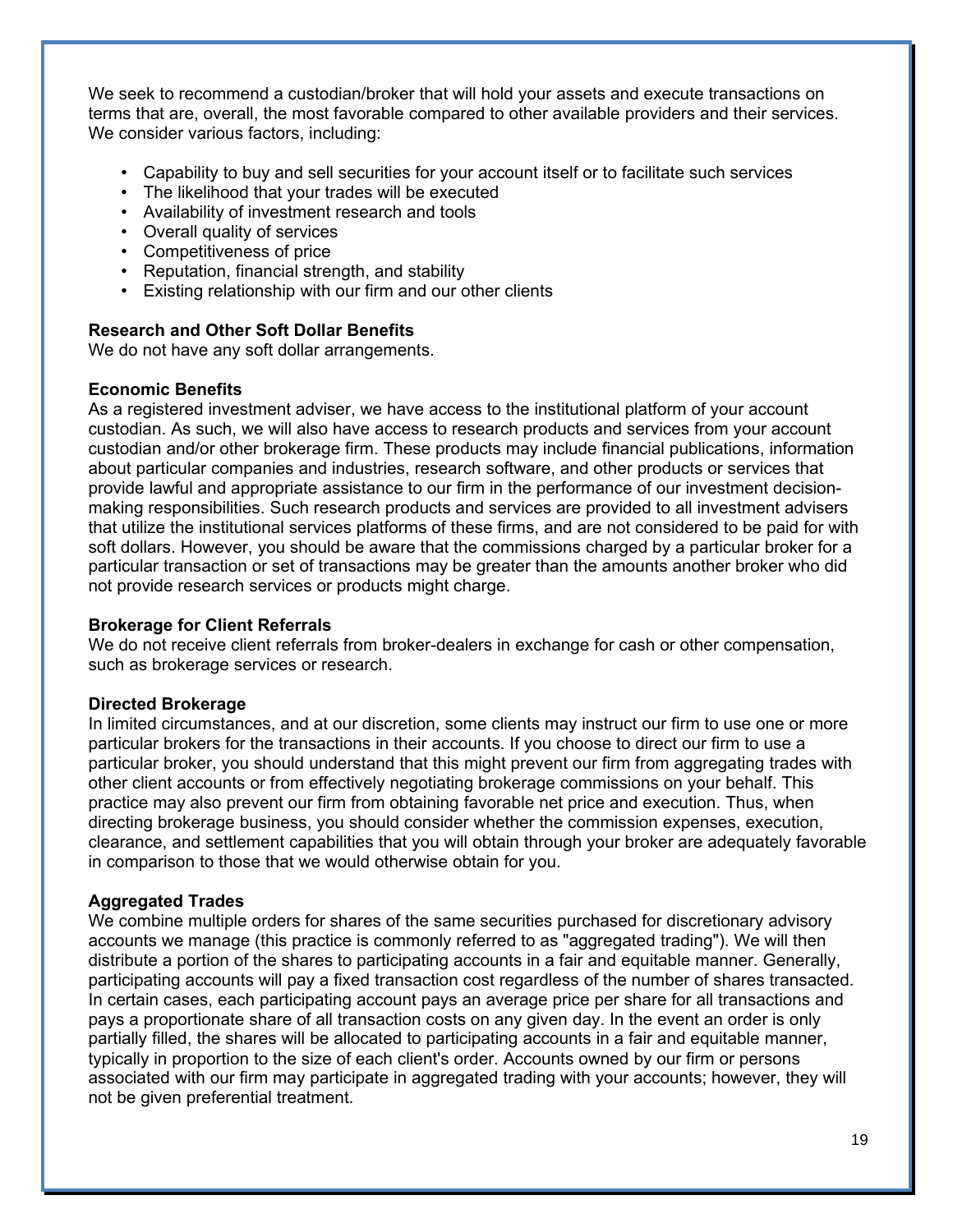We seek to recommend a custodian/broker that will hold your assets and execute transactions on terms that are, overall, the most favorable compared to other available providers and their services. We consider various factors, including:

- Capability to buy and sell securities for your account itself or to facilitate such services
- The likelihood that your trades will be executed
- Availability of investment research and tools
- Overall quality of services
- Competitiveness of price
- Reputation, financial strength, and stability
- Existing relationship with our firm and our other clients

**Research and Other Soft Dollar Benefits**

We do not have any soft dollar arrangements.

**Economic Benefits**

As a registered investment adviser, we have access to the institutional platform of your account custodian. As such, we will also have access to research products and services from your account custodian and/or other brokerage firm. These products may include financial publications, information about particular companies and industries, research software, and other products or services that provide lawful and appropriate assistance to our firm in the performance of our investment decision-making responsibilities. Such research products and services are provided to all investment advisers that utilize the institutional services platforms of these firms, and are not considered to be paid for with soft dollars. However, you should be aware that the commissions charged by a particular broker for a particular transaction or set of transactions may be greater than the amounts another broker who did not provide research services or products might charge.

**Brokerage for Client Referrals**

We do not receive client referrals from broker-dealers in exchange for cash or other compensation, such as brokerage services or research.

**Directed Brokerage**

In limited circumstances, and at our discretion, some clients may instruct our firm to use one or more particular brokers for the transactions in their accounts. If you choose to direct our firm to use a particular broker, you should understand that this might prevent our firm from aggregating trades with other client accounts or from effectively negotiating brokerage commissions on your behalf. This practice may also prevent our firm from obtaining favorable net price and execution. Thus, when directing brokerage business, you should consider whether the commission expenses, execution, clearance, and settlement capabilities that you will obtain through your broker are adequately favorable in comparison to those that we would otherwise obtain for you.

**Aggregated Trades**

We combine multiple orders for shares of the same securities purchased for discretionary advisory accounts we manage (this practice is commonly referred to as "aggregated trading"). We will then distribute a portion of the shares to participating accounts in a fair and equitable manner. Generally, participating accounts will pay a fixed transaction cost regardless of the number of shares transacted. In certain cases, each participating account pays an average price per share for all transactions and pays a proportionate share of all transaction costs on any given day. In the event an order is only partially filled, the shares will be allocated to participating accounts in a fair and equitable manner, typically in proportion to the size of each client's order. Accounts owned by our firm or persons associated with our firm may participate in aggregated trading with your accounts; however, they will not be given preferential treatment.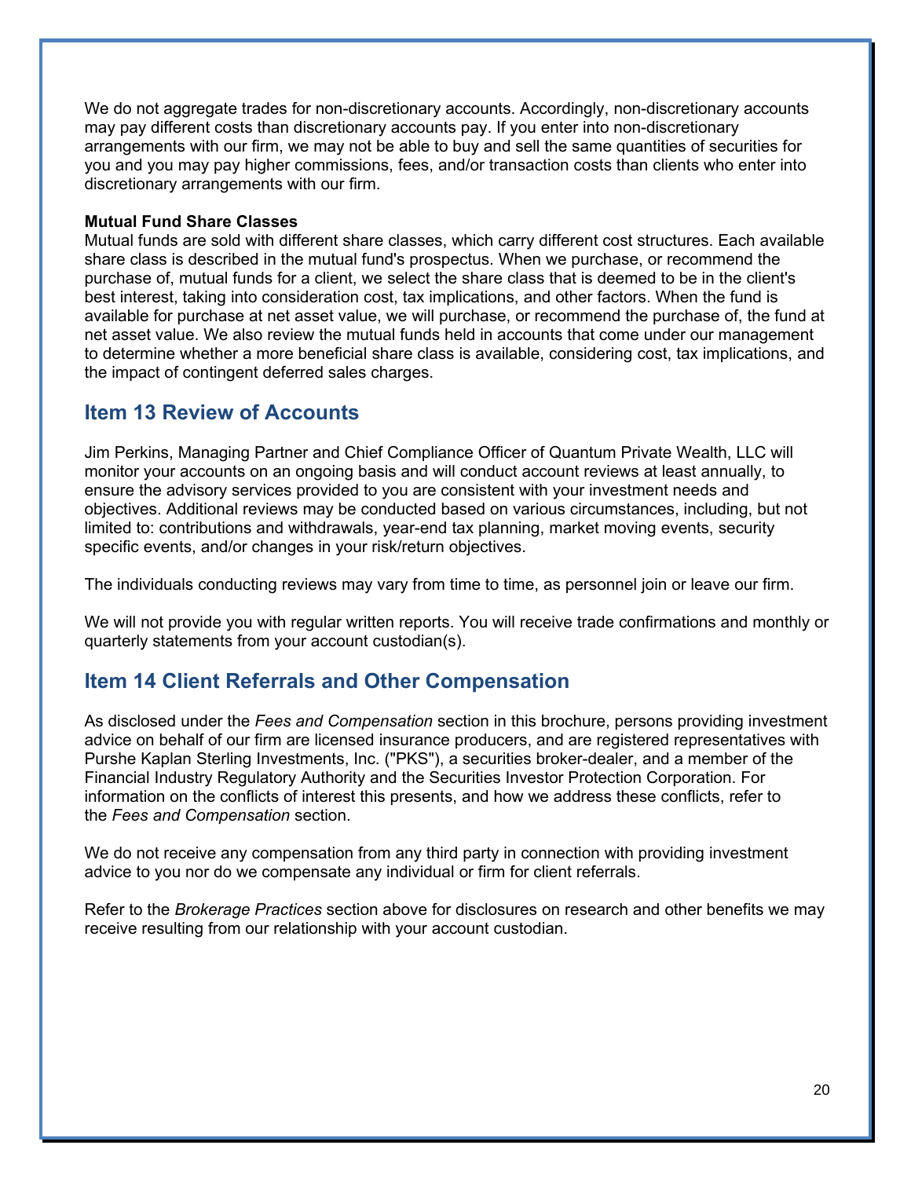We do not aggregate trades for non-discretionary accounts. Accordingly, non-discretionary accounts may pay different costs than discretionary accounts pay. If you enter into non-discretionary arrangements with our firm, we may not be able to buy and sell the same quantities of securities for you and you may pay higher commissions, fees, and/or transaction costs than clients who enter into discretionary arrangements with our firm.

**Mutual Fund Share Classes**

Mutual funds are sold with different share classes, which carry different cost structures. Each available share class is described in the mutual fund's prospectus. When we purchase, or recommend the purchase of, mutual funds for a client, we select the share class that is deemed to be in the client's best interest, taking into consideration cost, tax implications, and other factors. When the fund is available for purchase at net asset value, we will purchase, or recommend the purchase of, the fund at net asset value. We also review the mutual funds held in accounts that come under our management to determine whether a more beneficial share class is available, considering cost, tax implications, and the impact of contingent deferred sales charges.

## Item 13 Review of Accounts

Jim Perkins, Managing Partner and Chief Compliance Officer of Quantum Private Wealth, LLC will monitor your accounts on an ongoing basis and will conduct account reviews at least annually, to ensure the advisory services provided to you are consistent with your investment needs and objectives. Additional reviews may be conducted based on various circumstances, including, but not limited to: contributions and withdrawals, year-end tax planning, market moving events, security specific events, and/or changes in your risk/return objectives.

The individuals conducting reviews may vary from time to time, as personnel join or leave our firm.

We will not provide you with regular written reports. You will receive trade confirmations and monthly or quarterly statements from your account custodian(s).

## Item 14 Client Referrals and Other Compensation

As disclosed under the *Fees and Compensation* section in this brochure, persons providing investment advice on behalf of our firm are licensed insurance producers, and are registered representatives with Purshe Kaplan Sterling Investments, Inc. ("PKS"), a securities broker-dealer, and a member of the Financial Industry Regulatory Authority and the Securities Investor Protection Corporation. For information on the conflicts of interest this presents, and how we address these conflicts, refer to the *Fees and Compensation* section.

We do not receive any compensation from any third party in connection with providing investment advice to you nor do we compensate any individual or firm for client referrals.

Refer to the *Brokerage Practices* section above for disclosures on research and other benefits we may receive resulting from our relationship with your account custodian.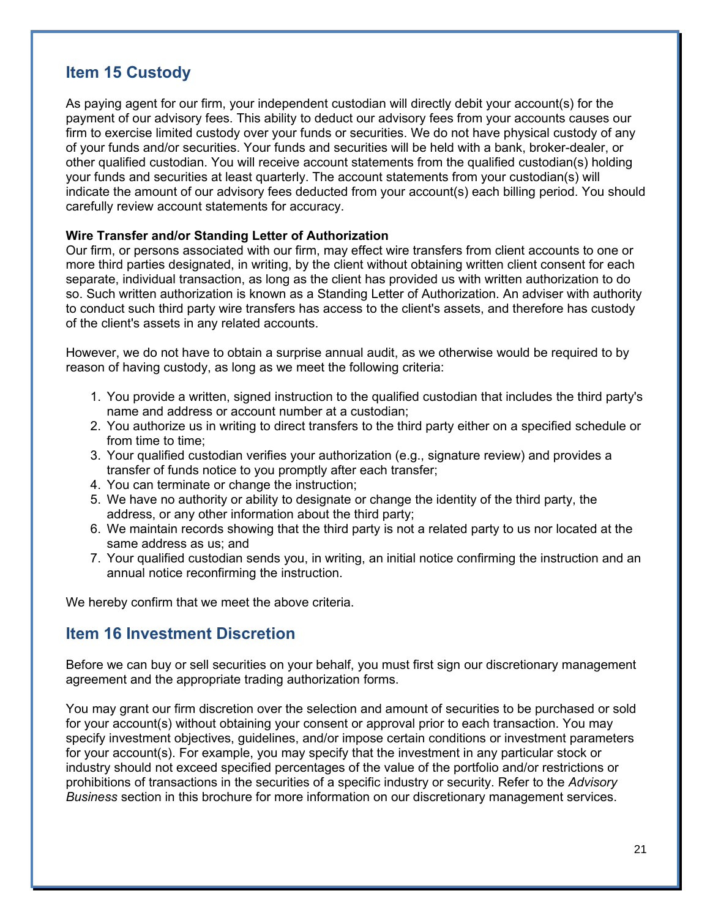## Item 15 Custody

As paying agent for our firm, your independent custodian will directly debit your account(s) for the payment of our advisory fees. This ability to deduct our advisory fees from your accounts causes our firm to exercise limited custody over your funds or securities. We do not have physical custody of any of your funds and/or securities. Your funds and securities will be held with a bank, broker-dealer, or other qualified custodian. You will receive account statements from the qualified custodian(s) holding your funds and securities at least quarterly. The account statements from your custodian(s) will indicate the amount of our advisory fees deducted from your account(s) each billing period. You should carefully review account statements for accuracy.

**Wire Transfer and/or Standing Letter of Authorization**

Our firm, or persons associated with our firm, may effect wire transfers from client accounts to one or more third parties designated, in writing, by the client without obtaining written client consent for each separate, individual transaction, as long as the client has provided us with written authorization to do so. Such written authorization is known as a Standing Letter of Authorization. An adviser with authority to conduct such third party wire transfers has access to the client's assets, and therefore has custody of the client's assets in any related accounts.

However, we do not have to obtain a surprise annual audit, as we otherwise would be required to by reason of having custody, as long as we meet the following criteria:

1. You provide a written, signed instruction to the qualified custodian that includes the third party's name and address or account number at a custodian;
2. You authorize us in writing to direct transfers to the third party either on a specified schedule or from time to time;
3. Your qualified custodian verifies your authorization (e.g., signature review) and provides a transfer of funds notice to you promptly after each transfer;
4. You can terminate or change the instruction;
5. We have no authority or ability to designate or change the identity of the third party, the address, or any other information about the third party;
6. We maintain records showing that the third party is not a related party to us nor located at the same address as us; and
7. Your qualified custodian sends you, in writing, an initial notice confirming the instruction and an annual notice reconfirming the instruction.

We hereby confirm that we meet the above criteria.

## Item 16 Investment Discretion

Before we can buy or sell securities on your behalf, you must first sign our discretionary management agreement and the appropriate trading authorization forms.

You may grant our firm discretion over the selection and amount of securities to be purchased or sold for your account(s) without obtaining your consent or approval prior to each transaction. You may specify investment objectives, guidelines, and/or impose certain conditions or investment parameters for your account(s). For example, you may specify that the investment in any particular stock or industry should not exceed specified percentages of the value of the portfolio and/or restrictions or prohibitions of transactions in the securities of a specific industry or security. Refer to the *Advisory Business* section in this brochure for more information on our discretionary management services.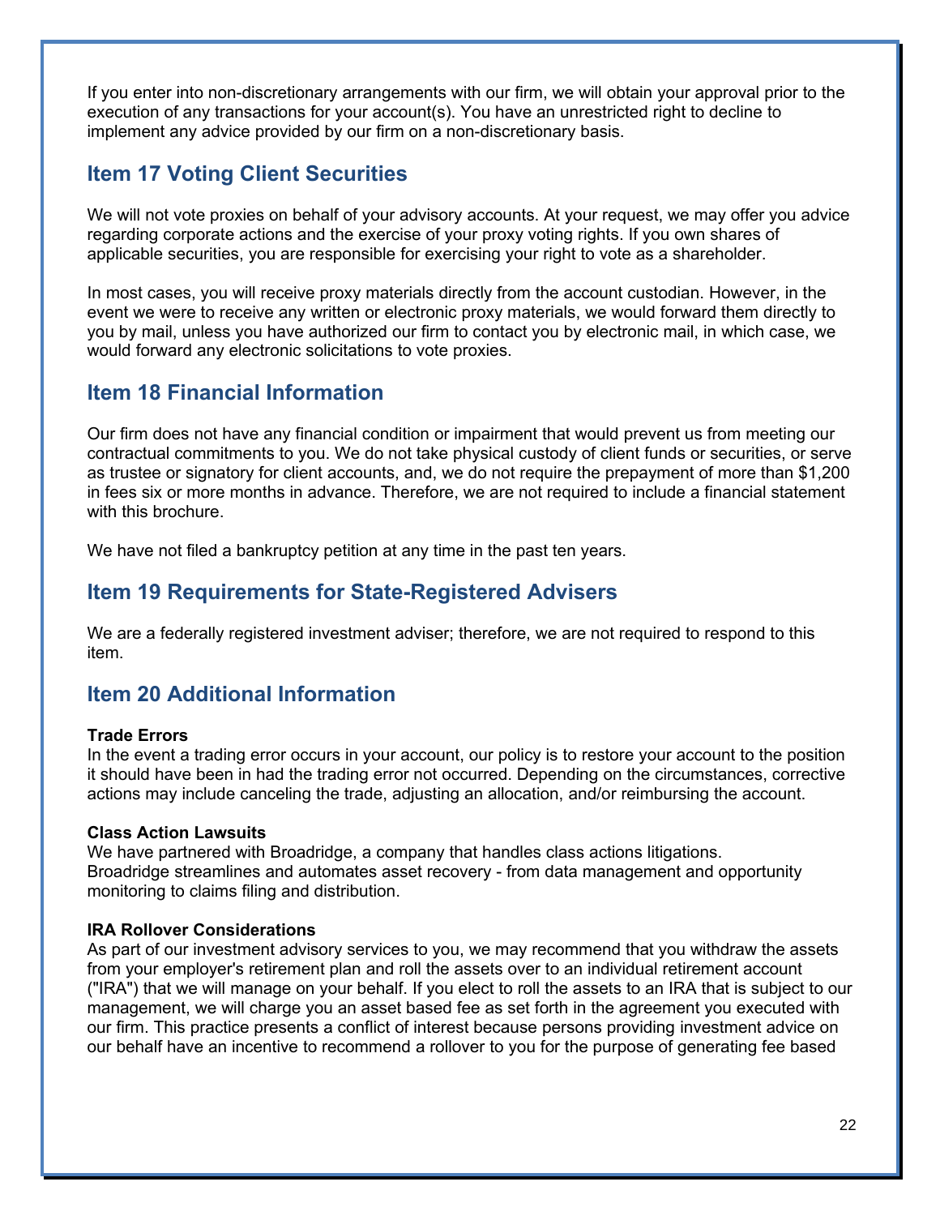If you enter into non-discretionary arrangements with our firm, we will obtain your approval prior to the execution of any transactions for your account(s). You have an unrestricted right to decline to implement any advice provided by our firm on a non-discretionary basis.

## Item 17 Voting Client Securities

We will not vote proxies on behalf of your advisory accounts. At your request, we may offer you advice regarding corporate actions and the exercise of your proxy voting rights. If you own shares of applicable securities, you are responsible for exercising your right to vote as a shareholder.

In most cases, you will receive proxy materials directly from the account custodian. However, in the event we were to receive any written or electronic proxy materials, we would forward them directly to you by mail, unless you have authorized our firm to contact you by electronic mail, in which case, we would forward any electronic solicitations to vote proxies.

## Item 18 Financial Information

Our firm does not have any financial condition or impairment that would prevent us from meeting our contractual commitments to you. We do not take physical custody of client funds or securities, or serve as trustee or signatory for client accounts, and, we do not require the prepayment of more than $1,200 in fees six or more months in advance. Therefore, we are not required to include a financial statement with this brochure.

We have not filed a bankruptcy petition at any time in the past ten years.

## Item 19 Requirements for State-Registered Advisers

We are a federally registered investment adviser; therefore, we are not required to respond to this item.

## Item 20 Additional Information

**Trade Errors**
In the event a trading error occurs in your account, our policy is to restore your account to the position it should have been in had the trading error not occurred. Depending on the circumstances, corrective actions may include canceling the trade, adjusting an allocation, and/or reimbursing the account.

**Class Action Lawsuits**
We have partnered with Broadridge, a company that handles class actions litigations. Broadridge streamlines and automates asset recovery - from data management and opportunity monitoring to claims filing and distribution.

**IRA Rollover Considerations**
As part of our investment advisory services to you, we may recommend that you withdraw the assets from your employer's retirement plan and roll the assets over to an individual retirement account ("IRA") that we will manage on your behalf. If you elect to roll the assets to an IRA that is subject to our management, we will charge you an asset based fee as set forth in the agreement you executed with our firm. This practice presents a conflict of interest because persons providing investment advice on our behalf have an incentive to recommend a rollover to you for the purpose of generating fee based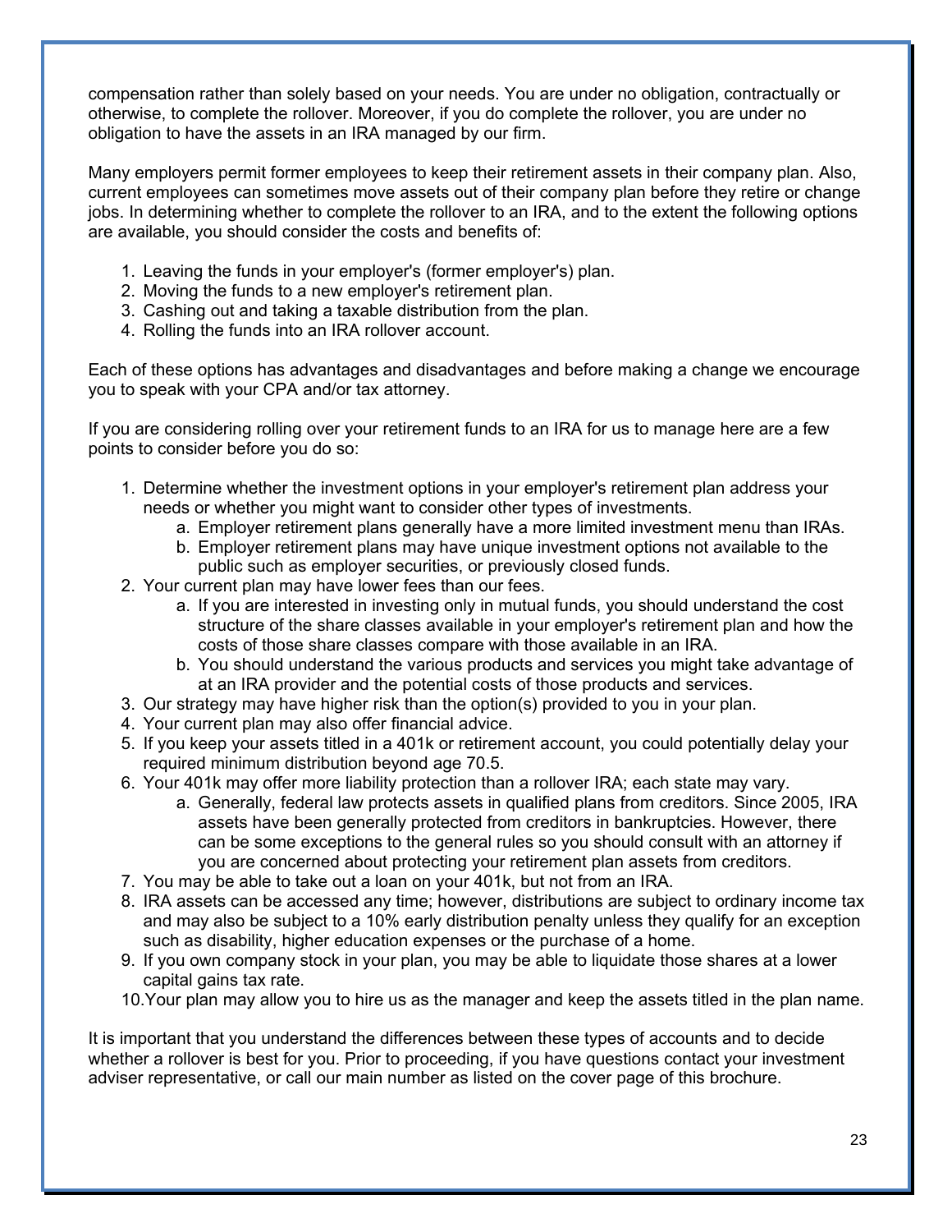compensation rather than solely based on your needs. You are under no obligation, contractually or otherwise, to complete the rollover. Moreover, if you do complete the rollover, you are under no obligation to have the assets in an IRA managed by our firm.

Many employers permit former employees to keep their retirement assets in their company plan. Also, current employees can sometimes move assets out of their company plan before they retire or change jobs. In determining whether to complete the rollover to an IRA, and to the extent the following options are available, you should consider the costs and benefits of:

1. Leaving the funds in your employer's (former employer's) plan.
2. Moving the funds to a new employer's retirement plan.
3. Cashing out and taking a taxable distribution from the plan.
4. Rolling the funds into an IRA rollover account.

Each of these options has advantages and disadvantages and before making a change we encourage you to speak with your CPA and/or tax attorney.

If you are considering rolling over your retirement funds to an IRA for us to manage here are a few points to consider before you do so:

1. Determine whether the investment options in your employer's retirement plan address your needs or whether you might want to consider other types of investments.
   a. Employer retirement plans generally have a more limited investment menu than IRAs.
   b. Employer retirement plans may have unique investment options not available to the public such as employer securities, or previously closed funds.
2. Your current plan may have lower fees than our fees.
   a. If you are interested in investing only in mutual funds, you should understand the cost structure of the share classes available in your employer's retirement plan and how the costs of those share classes compare with those available in an IRA.
   b. You should understand the various products and services you might take advantage of at an IRA provider and the potential costs of those products and services.
3. Our strategy may have higher risk than the option(s) provided to you in your plan.
4. Your current plan may also offer financial advice.
5. If you keep your assets titled in a 401k or retirement account, you could potentially delay your required minimum distribution beyond age 70.5.
6. Your 401k may offer more liability protection than a rollover IRA; each state may vary.
   a. Generally, federal law protects assets in qualified plans from creditors. Since 2005, IRA assets have been generally protected from creditors in bankruptcies. However, there can be some exceptions to the general rules so you should consult with an attorney if you are concerned about protecting your retirement plan assets from creditors.
7. You may be able to take out a loan on your 401k, but not from an IRA.
8. IRA assets can be accessed any time; however, distributions are subject to ordinary income tax and may also be subject to a 10% early distribution penalty unless they qualify for an exception such as disability, higher education expenses or the purchase of a home.
9. If you own company stock in your plan, you may be able to liquidate those shares at a lower capital gains tax rate.
10. Your plan may allow you to hire us as the manager and keep the assets titled in the plan name.

It is important that you understand the differences between these types of accounts and to decide whether a rollover is best for you. Prior to proceeding, if you have questions contact your investment adviser representative, or call our main number as listed on the cover page of this brochure.